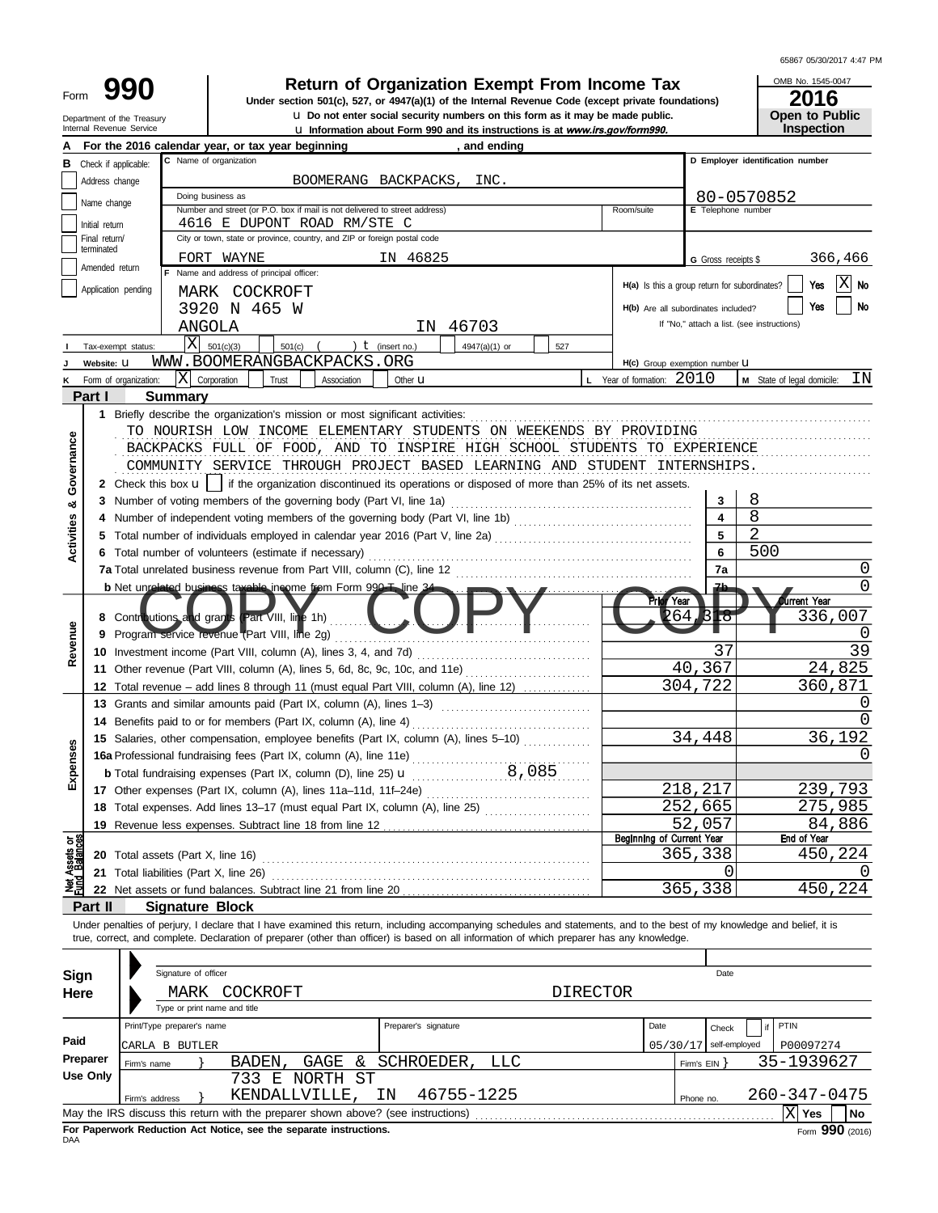65867 05/30/2017 4:47 PM

# Form 990

**Return of Organization Exempt From Income Tax**

Under section 501(c), 527, or 4947(a)(1) of the Internal Revenue Code (except private foundations)

u Do not enter social security numbers on this form as it may be made public.

u Information about Form 990 and its instructions is at *www.irs.gov/form990.*

Department of the Treasury
Internal Revenue Service

OMB No. 1545-0047

**2016**

**Open to Public Inspection**

**A** For the 2016 calendar year, or tax year beginning , and ending

**B** Check if applicable:
- [ ] Address change
- [ ] Name change
- [ ] Initial return
- [ ] Final return/terminated
- [ ] Amended return
- [ ] Application pending

**C** Name of organization: BOOMERANG BACKPACKS, INC.

Doing business as

Number and street (or P.O. box if mail is not delivered to street address): 4616 E DUPONT ROAD RM/STE C

Room/suite

City or town, state or province, country, and ZIP or foreign postal code: FORT WAYNE IN 46825

**D** Employer identification number: 80-0570852

**E** Telephone number

**G** Gross receipts $ 366,466

**F** Name and address of principal officer: MARK COCKROFT, 3920 N 465 W, ANGOLA IN 46703

H(a) Is this a group return for subordinates? [ ] Yes [X] No

H(b) Are all subordinates included? [ ] Yes [ ] No

If "No," attach a list. (see instructions)

**I** Tax-exempt status: [X] 501(c)(3) [ ] 501(c) ( ) t (insert no.) [ ] 4947(a)(1) or [ ] 527

**J** Website: u WWW.BOOMERANGBACKPACKS.ORG

H(c) Group exemption number u

**K** Form of organization: [X] Corporation [ ] Trust [ ] Association [ ] Other u

**L** Year of formation: 2010

**M** State of legal domicile: IN

## Part I Summary

**Activities & Governance**

1 Briefly describe the organization's mission or most significant activities:
TO NOURISH LOW INCOME ELEMENTARY STUDENTS ON WEEKENDS BY PROVIDING BACKPACKS FULL OF FOOD, AND TO INSPIRE HIGH SCHOOL STUDENTS TO EXPERIENCE COMMUNITY SERVICE THROUGH PROJECT BASED LEARNING AND STUDENT INTERNSHIPS.

2 Check this box u [ ] if the organization discontinued its operations or disposed of more than 25% of its net assets.

| | | | |
|---|---|---|---|
| 3 | Number of voting members of the governing body (Part VI, line 1a) | 3 | 8 |
| 4 | Number of independent voting members of the governing body (Part VI, line 1b) | 4 | 8 |
| 5 | Total number of individuals employed in calendar year 2016 (Part V, line 2a) | 5 | 2 |
| 6 | Total number of volunteers (estimate if necessary) | 6 | 500 |
| 7a | Total unrelated business revenue from Part VIII, column (C), line 12 | 7a | 0 |
| b | Net unrelated business taxable income from Form 990-T, line 34 | 7b | 0 |

COPY COPY COPY

| | | Prior Year | Current Year |
|---|---|---|---|
| **Revenue** | | | |
| 8 | Contributions and grants (Part VIII, line 1h) | 264,318 | 336,007 |
| 9 | Program service revenue (Part VIII, line 2g) | | 0 |
| 10 | Investment income (Part VIII, column (A), lines 3, 4, and 7d) | 37 | 39 |
| 11 | Other revenue (Part VIII, column (A), lines 5, 6d, 8c, 9c, 10c, and 11e) | 40,367 | 24,825 |
| 12 | Total revenue – add lines 8 through 11 (must equal Part VIII, column (A), line 12) | 304,722 | 360,871 |
| **Expenses** | | | |
| 13 | Grants and similar amounts paid (Part IX, column (A), lines 1–3) | | 0 |
| 14 | Benefits paid to or for members (Part IX, column (A), line 4) | | 0 |
| 15 | Salaries, other compensation, employee benefits (Part IX, column (A), lines 5–10) | 34,448 | 36,192 |
| 16a | Professional fundraising fees (Part IX, column (A), line 11e) | | 0 |
| b | Total fundraising expenses (Part IX, column (D), line 25) u 8,085 | | |
| 17 | Other expenses (Part IX, column (A), lines 11a–11d, 11f–24e) | 218,217 | 239,793 |
| 18 | Total expenses. Add lines 13–17 (must equal Part IX, column (A), line 25) | 252,665 | 275,985 |
| 19 | Revenue less expenses. Subtract line 18 from line 12 | 52,057 | 84,886 |
| **Net Assets or Fund Balances** | | Beginning of Current Year | End of Year |
| 20 | Total assets (Part X, line 16) | 365,338 | 450,224 |
| 21 | Total liabilities (Part X, line 26) | 0 | 0 |
| 22 | Net assets or fund balances. Subtract line 21 from line 20 | 365,338 | 450,224 |

## Part II Signature Block

Under penalties of perjury, I declare that I have examined this return, including accompanying schedules and statements, and to the best of my knowledge and belief, it is true, correct, and complete. Declaration of preparer (other than officer) is based on all information of which preparer has any knowledge.

**Sign Here**

Signature of officer — Date

MARK COCKROFT DIRECTOR
Type or print name and title

**Paid Preparer Use Only**

| Print/Type preparer's name | Preparer's signature | Date | Check [ ] if self-employed | PTIN |
|---|---|---|---|---|
| CARLA B BUTLER | | 05/30/17 | | P00097274 |

Firm's name } BADEN, GAGE & SCHROEDER, LLC — Firm's EIN } 35-1939627

Firm's address } 733 E NORTH ST, KENDALLVILLE, IN 46755-1225 — Phone no. 260-347-0475

May the IRS discuss this return with the preparer shown above? (see instructions) [X] Yes [ ] No

**For Paperwork Reduction Act Notice, see the separate instructions.**

DAA Form **990** (2016)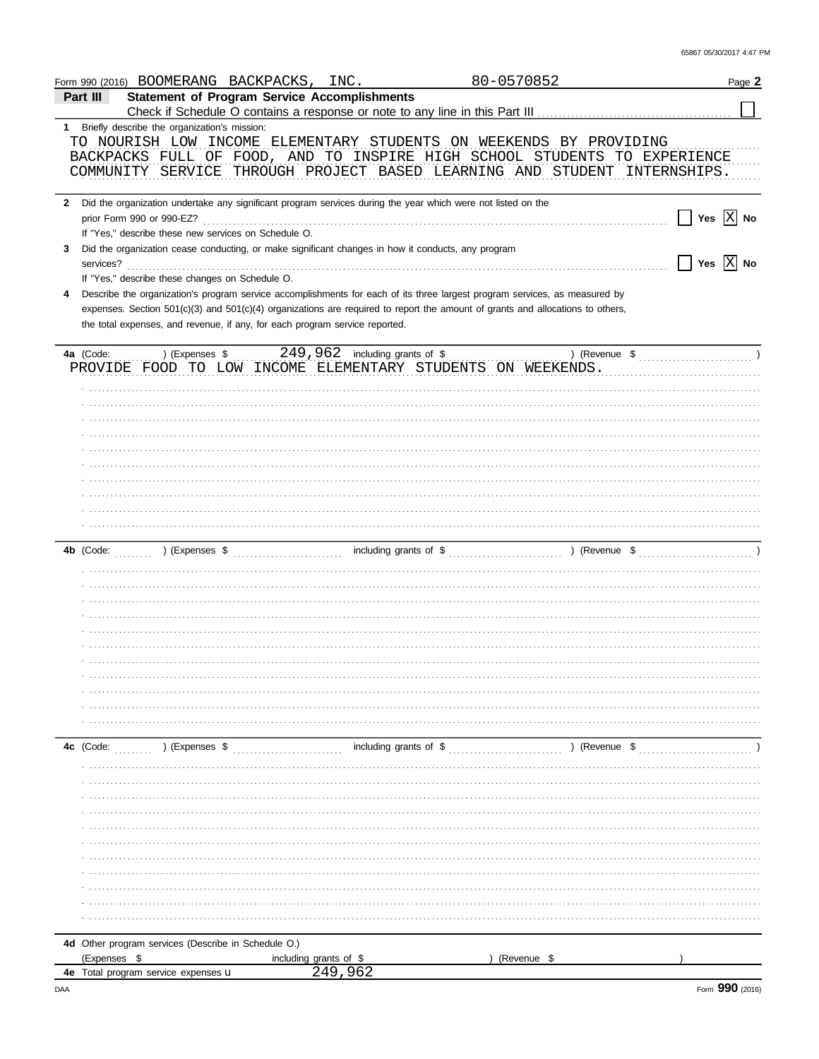Form 990 (2016) BOOMERANG BACKPACKS, INC. 80-0570852 Page **2**

## Part III Statement of Program Service Accomplishments

Check if Schedule O contains a response or note to any line in this Part III ☐

**1** Briefly describe the organization's mission:

TO NOURISH LOW INCOME ELEMENTARY STUDENTS ON WEEKENDS BY PROVIDING BACKPACKS FULL OF FOOD, AND TO INSPIRE HIGH SCHOOL STUDENTS TO EXPERIENCE COMMUNITY SERVICE THROUGH PROJECT BASED LEARNING AND STUDENT INTERNSHIPS.

**2** Did the organization undertake any significant program services during the year which were not listed on the prior Form 990 or 990-EZ? ☐ Yes ☒ No

If "Yes," describe these new services on Schedule O.

**3** Did the organization cease conducting, or make significant changes in how it conducts, any program services? ☐ Yes ☒ No

If "Yes," describe these changes on Schedule O.

**4** Describe the organization's program service accomplishments for each of its three largest program services, as measured by expenses. Section 501(c)(3) and 501(c)(4) organizations are required to report the amount of grants and allocations to others, the total expenses, and revenue, if any, for each program service reported.

**4a** (Code: ) (Expenses $ 249,962 including grants of $ ) (Revenue $ )

PROVIDE FOOD TO LOW INCOME ELEMENTARY STUDENTS ON WEEKENDS.

**4b** (Code: ) (Expenses $ including grants of $ ) (Revenue $ )

**4c** (Code: ) (Expenses $ including grants of $ ) (Revenue $ )

**4d** Other program services (Describe in Schedule O.)

(Expenses $ including grants of $ ) (Revenue $ )

**4e** Total program service expenses 249,962

Form **990** (2016)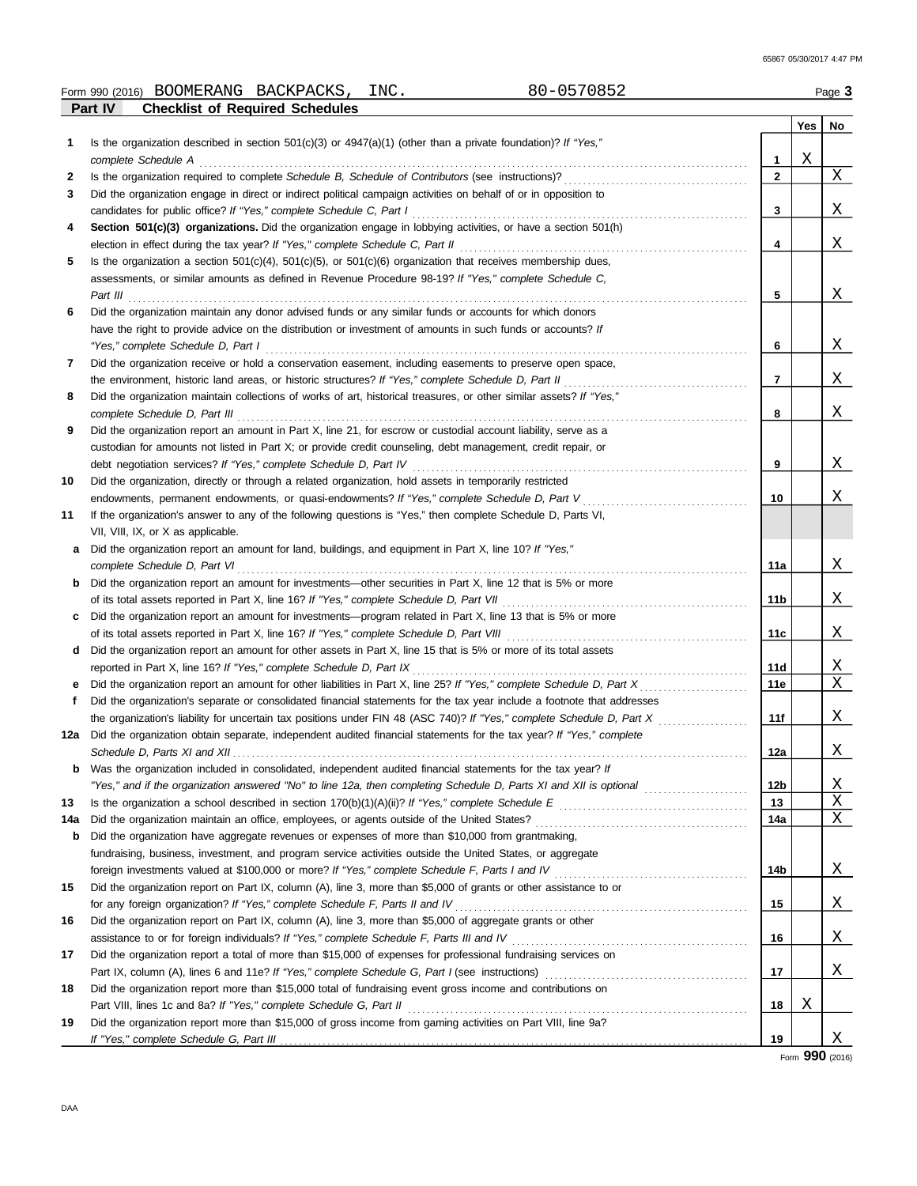Form 990 (2016) BOOMERANG BACKPACKS, INC. 80-0570852 Page **3**

## Part IV Checklist of Required Schedules

| | | | Yes | No |
|---|---|---|---|---|
| **1** | Is the organization described in section 501(c)(3) or 4947(a)(1) (other than a private foundation)? *If "Yes," complete Schedule A* | **1** | X | |
| **2** | Is the organization required to complete *Schedule B, Schedule of Contributors* (see instructions)? | **2** | | X |
| **3** | Did the organization engage in direct or indirect political campaign activities on behalf of or in opposition to candidates for public office? *If "Yes," complete Schedule C, Part I* | **3** | | X |
| **4** | **Section 501(c)(3) organizations.** Did the organization engage in lobbying activities, or have a section 501(h) election in effect during the tax year? *If "Yes," complete Schedule C, Part II* | **4** | | X |
| **5** | Is the organization a section 501(c)(4), 501(c)(5), or 501(c)(6) organization that receives membership dues, assessments, or similar amounts as defined in Revenue Procedure 98-19? *If "Yes," complete Schedule C, Part III* | **5** | | X |
| **6** | Did the organization maintain any donor advised funds or any similar funds or accounts for which donors have the right to provide advice on the distribution or investment of amounts in such funds or accounts? *If "Yes," complete Schedule D, Part I* | **6** | | X |
| **7** | Did the organization receive or hold a conservation easement, including easements to preserve open space, the environment, historic land areas, or historic structures? *If "Yes," complete Schedule D, Part II* | **7** | | X |
| **8** | Did the organization maintain collections of works of art, historical treasures, or other similar assets? *If "Yes," complete Schedule D, Part III* | **8** | | X |
| **9** | Did the organization report an amount in Part X, line 21, for escrow or custodial account liability, serve as a custodian for amounts not listed in Part X; or provide credit counseling, debt management, credit repair, or debt negotiation services? *If "Yes," complete Schedule D, Part IV* | **9** | | X |
| **10** | Did the organization, directly or through a related organization, hold assets in temporarily restricted endowments, permanent endowments, or quasi-endowments? *If "Yes," complete Schedule D, Part V* | **10** | | X |
| **11** | If the organization's answer to any of the following questions is "Yes," then complete Schedule D, Parts VI, VII, VIII, IX, or X as applicable. | | | |
| **a** | Did the organization report an amount for land, buildings, and equipment in Part X, line 10? *If "Yes," complete Schedule D, Part VI* | **11a** | | X |
| **b** | Did the organization report an amount for investments—other securities in Part X, line 12 that is 5% or more of its total assets reported in Part X, line 16? *If "Yes," complete Schedule D, Part VII* | **11b** | | X |
| **c** | Did the organization report an amount for investments—program related in Part X, line 13 that is 5% or more of its total assets reported in Part X, line 16? *If "Yes," complete Schedule D, Part VIII* | **11c** | | X |
| **d** | Did the organization report an amount for other assets in Part X, line 15 that is 5% or more of its total assets reported in Part X, line 16? *If "Yes," complete Schedule D, Part IX* | **11d** | | X |
| **e** | Did the organization report an amount for other liabilities in Part X, line 25? *If "Yes," complete Schedule D, Part X* | **11e** | | X |
| **f** | Did the organization's separate or consolidated financial statements for the tax year include a footnote that addresses the organization's liability for uncertain tax positions under FIN 48 (ASC 740)? *If "Yes," complete Schedule D, Part X* | **11f** | | X |
| **12a** | Did the organization obtain separate, independent audited financial statements for the tax year? *If "Yes," complete Schedule D, Parts XI and XII* | **12a** | | X |
| **b** | Was the organization included in consolidated, independent audited financial statements for the tax year? *If "Yes," and if the organization answered "No" to line 12a, then completing Schedule D, Parts XI and XII is optional* | **12b** | | X |
| **13** | Is the organization a school described in section 170(b)(1)(A)(ii)? *If "Yes," complete Schedule E* | **13** | | X |
| **14a** | Did the organization maintain an office, employees, or agents outside of the United States? | **14a** | | X |
| **b** | Did the organization have aggregate revenues or expenses of more than $10,000 from grantmaking, fundraising, business, investment, and program service activities outside the United States, or aggregate foreign investments valued at $100,000 or more? *If "Yes," complete Schedule F, Parts I and IV* | **14b** | | X |
| **15** | Did the organization report on Part IX, column (A), line 3, more than $5,000 of grants or other assistance to or for any foreign organization? *If "Yes," complete Schedule F, Parts II and IV* | **15** | | X |
| **16** | Did the organization report on Part IX, column (A), line 3, more than $5,000 of aggregate grants or other assistance to or for foreign individuals? *If "Yes," complete Schedule F, Parts III and IV* | **16** | | X |
| **17** | Did the organization report a total of more than $15,000 of expenses for professional fundraising services on Part IX, column (A), lines 6 and 11e? *If "Yes," complete Schedule G, Part I* (see instructions) | **17** | | X |
| **18** | Did the organization report more than $15,000 total of fundraising event gross income and contributions on Part VIII, lines 1c and 8a? *If "Yes," complete Schedule G, Part II* | **18** | X | |
| **19** | Did the organization report more than $15,000 of gross income from gaming activities on Part VIII, line 9a? *If "Yes," complete Schedule G, Part III* | **19** | | X |

Form **990** (2016)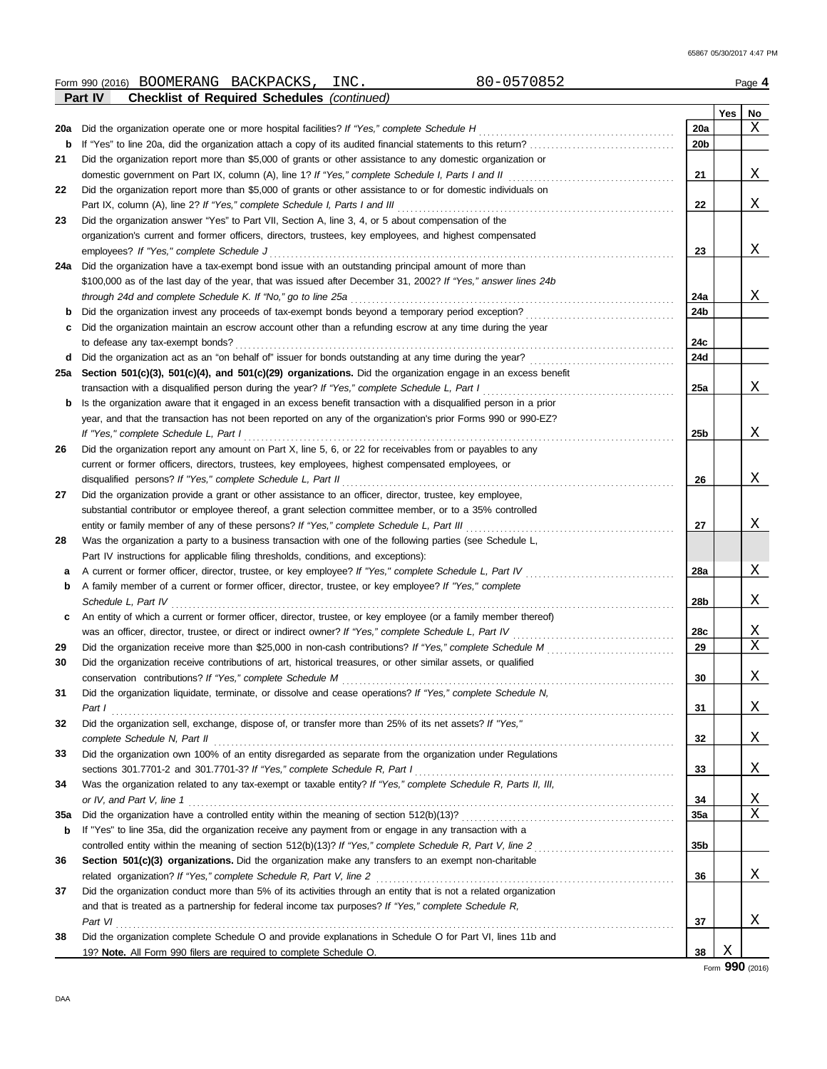Form 990 (2016) BOOMERANG BACKPACKS, INC. 80-0570852 Page **4**

**Part IV** **Checklist of Required Schedules** *(continued)*

| | | | Yes | No |
|---|---|---|---|---|
| **20a** | Did the organization operate one or more hospital facilities? *If "Yes," complete Schedule H* | **20a** | | X |
| **b** | If "Yes" to line 20a, did the organization attach a copy of its audited financial statements to this return? | **20b** | | |
| **21** | Did the organization report more than $5,000 of grants or other assistance to any domestic organization or domestic government on Part IX, column (A), line 1? *If "Yes," complete Schedule I, Parts I and II* | **21** | | X |
| **22** | Did the organization report more than $5,000 of grants or other assistance to or for domestic individuals on Part IX, column (A), line 2? *If "Yes," complete Schedule I, Parts I and III* | **22** | | X |
| **23** | Did the organization answer "Yes" to Part VII, Section A, line 3, 4, or 5 about compensation of the organization's current and former officers, directors, trustees, key employees, and highest compensated employees? *If "Yes," complete Schedule J* | **23** | | X |
| **24a** | Did the organization have a tax-exempt bond issue with an outstanding principal amount of more than $100,000 as of the last day of the year, that was issued after December 31, 2002? *If "Yes," answer lines 24b through 24d and complete Schedule K. If "No," go to line 25a* | **24a** | | X |
| **b** | Did the organization invest any proceeds of tax-exempt bonds beyond a temporary period exception? | **24b** | | |
| **c** | Did the organization maintain an escrow account other than a refunding escrow at any time during the year to defease any tax-exempt bonds? | **24c** | | |
| **d** | Did the organization act as an "on behalf of" issuer for bonds outstanding at any time during the year? | **24d** | | |
| **25a** | **Section 501(c)(3), 501(c)(4), and 501(c)(29) organizations.** Did the organization engage in an excess benefit transaction with a disqualified person during the year? *If "Yes," complete Schedule L, Part I* | **25a** | | X |
| **b** | Is the organization aware that it engaged in an excess benefit transaction with a disqualified person in a prior year, and that the transaction has not been reported on any of the organization's prior Forms 990 or 990-EZ? *If "Yes," complete Schedule L, Part I* | **25b** | | X |
| **26** | Did the organization report any amount on Part X, line 5, 6, or 22 for receivables from or payables to any current or former officers, directors, trustees, key employees, highest compensated employees, or disqualified persons? *If "Yes," complete Schedule L, Part II* | **26** | | X |
| **27** | Did the organization provide a grant or other assistance to an officer, director, trustee, key employee, substantial contributor or employee thereof, a grant selection committee member, or to a 35% controlled entity or family member of any of these persons? *If "Yes," complete Schedule L, Part III* | **27** | | X |
| **28** | Was the organization a party to a business transaction with one of the following parties (see Schedule L, Part IV instructions for applicable filing thresholds, conditions, and exceptions): | | | |
| **a** | A current or former officer, director, trustee, or key employee? *If "Yes," complete Schedule L, Part IV* | **28a** | | X |
| **b** | A family member of a current or former officer, director, trustee, or key employee? *If "Yes," complete Schedule L, Part IV* | **28b** | | X |
| **c** | An entity of which a current or former officer, director, trustee, or key employee (or a family member thereof) was an officer, director, trustee, or direct or indirect owner? *If "Yes," complete Schedule L, Part IV* | **28c** | | X |
| **29** | Did the organization receive more than $25,000 in non-cash contributions? *If "Yes," complete Schedule M* | **29** | | X |
| **30** | Did the organization receive contributions of art, historical treasures, or other similar assets, or qualified conservation contributions? *If "Yes," complete Schedule M* | **30** | | X |
| **31** | Did the organization liquidate, terminate, or dissolve and cease operations? *If "Yes," complete Schedule N, Part I* | **31** | | X |
| **32** | Did the organization sell, exchange, dispose of, or transfer more than 25% of its net assets? *If "Yes," complete Schedule N, Part II* | **32** | | X |
| **33** | Did the organization own 100% of an entity disregarded as separate from the organization under Regulations sections 301.7701-2 and 301.7701-3? *If "Yes," complete Schedule R, Part I* | **33** | | X |
| **34** | Was the organization related to any tax-exempt or taxable entity? *If "Yes," complete Schedule R, Parts II, III, or IV, and Part V, line 1* | **34** | | X |
| **35a** | Did the organization have a controlled entity within the meaning of section 512(b)(13)? | **35a** | | X |
| **b** | If "Yes" to line 35a, did the organization receive any payment from or engage in any transaction with a controlled entity within the meaning of section 512(b)(13)? *If "Yes," complete Schedule R, Part V, line 2* | **35b** | | |
| **36** | **Section 501(c)(3) organizations.** Did the organization make any transfers to an exempt non-charitable related organization? *If "Yes," complete Schedule R, Part V, line 2* | **36** | | X |
| **37** | Did the organization conduct more than 5% of its activities through an entity that is not a related organization and that is treated as a partnership for federal income tax purposes? *If "Yes," complete Schedule R, Part VI* | **37** | | X |
| **38** | Did the organization complete Schedule O and provide explanations in Schedule O for Part VI, lines 11b and 19? **Note.** All Form 990 filers are required to complete Schedule O. | **38** | X | |

Form **990** (2016)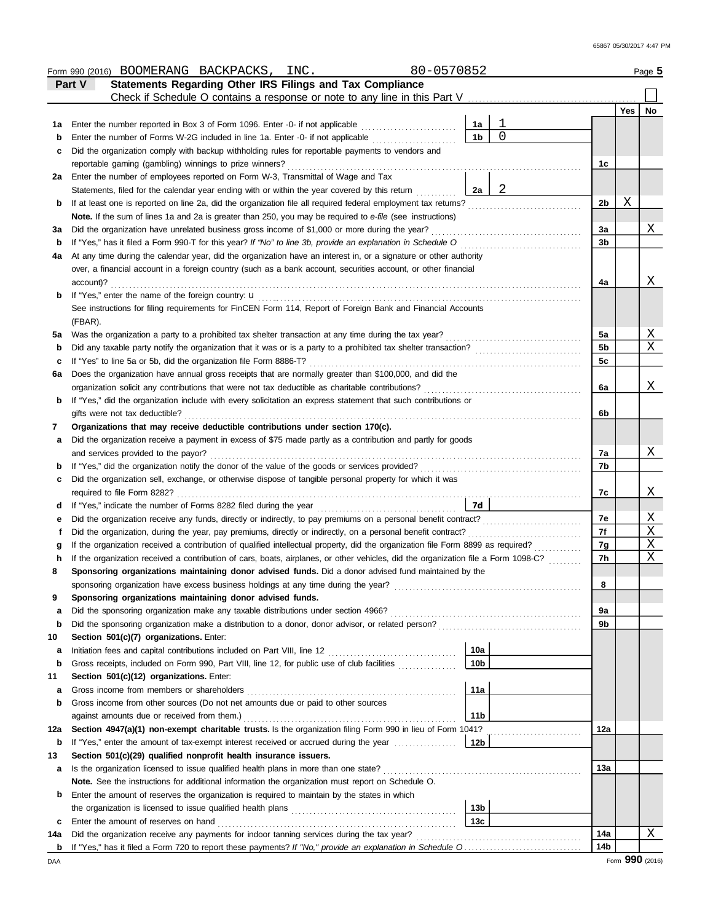Form 990 (2016) BOOMERANG BACKPACKS, INC. 80-0570852 Page 5

**Part V Statements Regarding Other IRS Filings and Tax Compliance**

Check if Schedule O contains a response or note to any line in this Part V ☐

| Line | Description | Box | Amount | Line | Yes | No |
|---|---|---|---|---|---|---|
| 1a | Enter the number reported in Box 3 of Form 1096. Enter -0- if not applicable | 1a | 1 | | | |
| b | Enter the number of Forms W-2G included in line 1a. Enter -0- if not applicable | 1b | 0 | | | |
| c | Did the organization comply with backup withholding rules for reportable payments to vendors and reportable gaming (gambling) winnings to prize winners? | | | 1c | | |
| 2a | Enter the number of employees reported on Form W-3, Transmittal of Wage and Tax Statements, filed for the calendar year ending with or within the year covered by this return | 2a | 2 | | | |
| b | If at least one is reported on line 2a, did the organization file all required federal employment tax returns? | | | 2b | X | |
| | **Note.** If the sum of lines 1a and 2a is greater than 250, you may be required to *e-file* (see instructions) | | | | | |
| 3a | Did the organization have unrelated business gross income of $1,000 or more during the year? | | | 3a | | X |
| b | If "Yes," has it filed a Form 990-T for this year? *If "No" to line 3b, provide an explanation in Schedule O* | | | 3b | | |
| 4a | At any time during the calendar year, did the organization have an interest in, or a signature or other authority over, a financial account in a foreign country (such as a bank account, securities account, or other financial account)? | | | 4a | | X |
| b | If "Yes," enter the name of the foreign country: u<br>See instructions for filing requirements for FinCEN Form 114, Report of Foreign Bank and Financial Accounts (FBAR). | | | | | |
| 5a | Was the organization a party to a prohibited tax shelter transaction at any time during the tax year? | | | 5a | | X |
| b | Did any taxable party notify the organization that it was or is a party to a prohibited tax shelter transaction? | | | 5b | | X |
| c | If "Yes" to line 5a or 5b, did the organization file Form 8886-T? | | | 5c | | |
| 6a | Does the organization have annual gross receipts that are normally greater than $100,000, and did the organization solicit any contributions that were not tax deductible as charitable contributions? | | | 6a | | X |
| b | If "Yes," did the organization include with every solicitation an express statement that such contributions or gifts were not tax deductible? | | | 6b | | |
| 7 | **Organizations that may receive deductible contributions under section 170(c).** | | | | | |
| a | Did the organization receive a payment in excess of $75 made partly as a contribution and partly for goods and services provided to the payor? | | | 7a | | X |
| b | If "Yes," did the organization notify the donor of the value of the goods or services provided? | | | 7b | | |
| c | Did the organization sell, exchange, or otherwise dispose of tangible personal property for which it was required to file Form 8282? | | | 7c | | X |
| d | If "Yes," indicate the number of Forms 8282 filed during the year | 7d | | | | |
| e | Did the organization receive any funds, directly or indirectly, to pay premiums on a personal benefit contract? | | | 7e | | X |
| f | Did the organization, during the year, pay premiums, directly or indirectly, on a personal benefit contract? | | | 7f | | X |
| g | If the organization received a contribution of qualified intellectual property, did the organization file Form 8899 as required? | | | 7g | | X |
| h | If the organization received a contribution of cars, boats, airplanes, or other vehicles, did the organization file a Form 1098-C? | | | 7h | | X |
| 8 | **Sponsoring organizations maintaining donor advised funds.** Did a donor advised fund maintained by the sponsoring organization have excess business holdings at any time during the year? | | | 8 | | |
| 9 | **Sponsoring organizations maintaining donor advised funds.** | | | | | |
| a | Did the sponsoring organization make any taxable distributions under section 4966? | | | 9a | | |
| b | Did the sponsoring organization make a distribution to a donor, donor advisor, or related person? | | | 9b | | |
| 10 | **Section 501(c)(7) organizations.** Enter: | | | | | |
| a | Initiation fees and capital contributions included on Part VIII, line 12 | 10a | | | | |
| b | Gross receipts, included on Form 990, Part VIII, line 12, for public use of club facilities | 10b | | | | |
| 11 | **Section 501(c)(12) organizations.** Enter: | | | | | |
| a | Gross income from members or shareholders | 11a | | | | |
| b | Gross income from other sources (Do not net amounts due or paid to other sources against amounts due or received from them.) | 11b | | | | |
| 12a | **Section 4947(a)(1) non-exempt charitable trusts.** Is the organization filing Form 990 in lieu of Form 1041? | | | 12a | | |
| b | If "Yes," enter the amount of tax-exempt interest received or accrued during the year | 12b | | | | |
| 13 | **Section 501(c)(29) qualified nonprofit health insurance issuers.** | | | | | |
| a | Is the organization licensed to issue qualified health plans in more than one state?<br>**Note.** See the instructions for additional information the organization must report on Schedule O. | | | 13a | | |
| b | Enter the amount of reserves the organization is required to maintain by the states in which the organization is licensed to issue qualified health plans | 13b | | | | |
| c | Enter the amount of reserves on hand | 13c | | | | |
| 14a | Did the organization receive any payments for indoor tanning services during the tax year? | | | 14a | | X |
| b | If "Yes," has it filed a Form 720 to report these payments? *If "No," provide an explanation in Schedule O* | | | 14b | | |

DAA Form **990** (2016)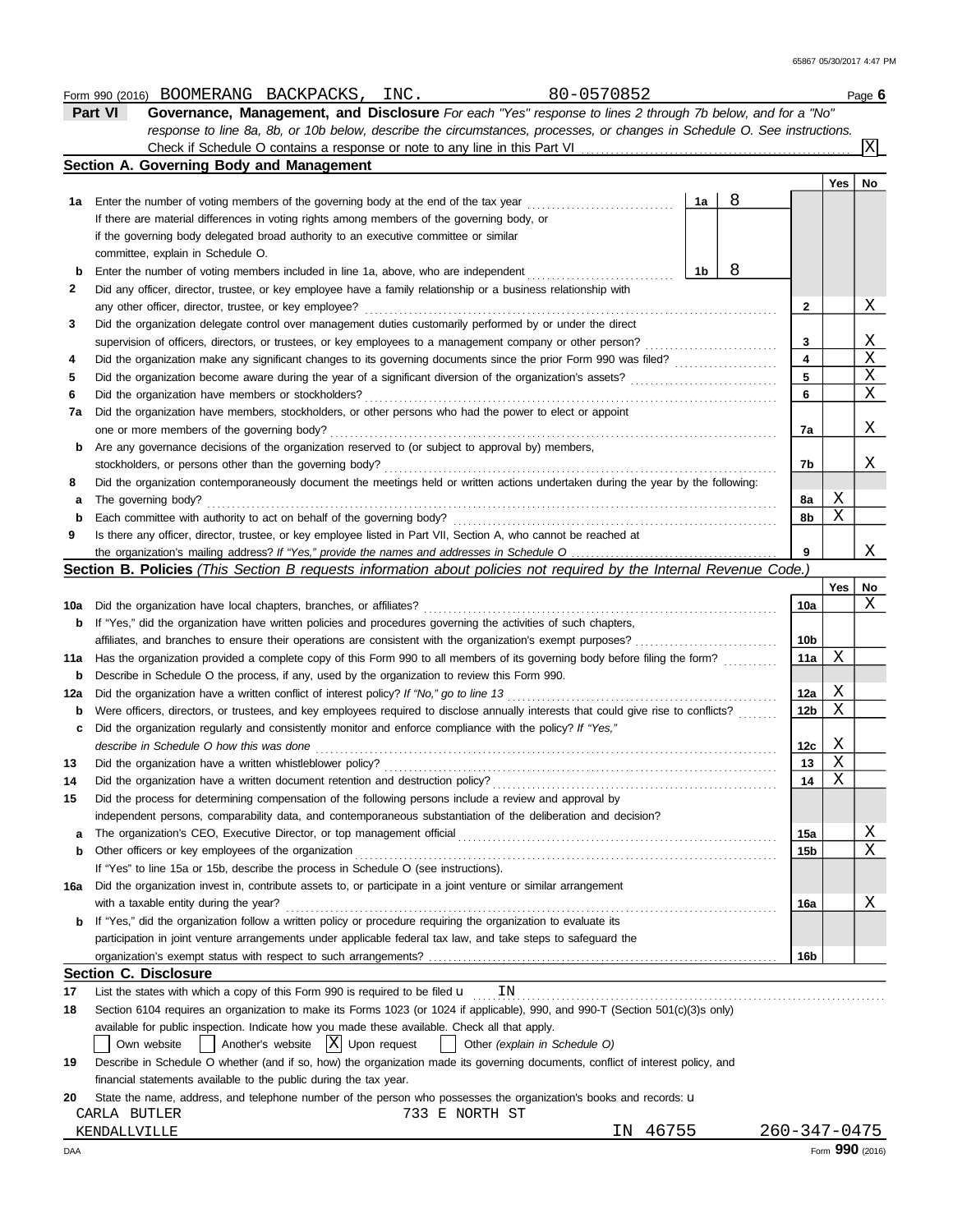Form 990 (2016) BOOMERANG BACKPACKS, INC. 80-0570852 Page **6**

**Part VI Governance, Management, and Disclosure** *For each "Yes" response to lines 2 through 7b below, and for a "No" response to line 8a, 8b, or 10b below, describe the circumstances, processes, or changes in Schedule O. See instructions.*

Check if Schedule O contains a response or note to any line in this Part VI . . . [X]

## Section A. Governing Body and Management

| | | | | Yes | No |
|---|---|---|---|---|---|
| **1a** | Enter the number of voting members of the governing body at the end of the tax year . . . If there are material differences in voting rights among members of the governing body, or if the governing body delegated broad authority to an executive committee or similar committee, explain in Schedule O. | **1a** 8 | | | |
| **b** | Enter the number of voting members included in line 1a, above, who are independent . . . | **1b** 8 | | | |
| **2** | Did any officer, director, trustee, or key employee have a family relationship or a business relationship with any other officer, director, trustee, or key employee? | | **2** | | X |
| **3** | Did the organization delegate control over management duties customarily performed by or under the direct supervision of officers, directors, or trustees, or key employees to a management company or other person? | | **3** | | X |
| **4** | Did the organization make any significant changes to its governing documents since the prior Form 990 was filed? | | **4** | | X |
| **5** | Did the organization become aware during the year of a significant diversion of the organization's assets? | | **5** | | X |
| **6** | Did the organization have members or stockholders? | | **6** | | X |
| **7a** | Did the organization have members, stockholders, or other persons who had the power to elect or appoint one or more members of the governing body? | | **7a** | | X |
| **b** | Are any governance decisions of the organization reserved to (or subject to approval by) members, stockholders, or persons other than the governing body? | | **7b** | | X |
| **8** | Did the organization contemporaneously document the meetings held or written actions undertaken during the year by the following: | | | | |
| **a** | The governing body? | | **8a** | X | |
| **b** | Each committee with authority to act on behalf of the governing body? | | **8b** | X | |
| **9** | Is there any officer, director, trustee, or key employee listed in Part VII, Section A, who cannot be reached at the organization's mailing address? *If "Yes," provide the names and addresses in Schedule O* | | **9** | | X |

## Section B. Policies *(This Section B requests information about policies not required by the Internal Revenue Code.)*

| | | | Yes | No |
|---|---|---|---|---|
| **10a** | Did the organization have local chapters, branches, or affiliates? | **10a** | | X |
| **b** | If "Yes," did the organization have written policies and procedures governing the activities of such chapters, affiliates, and branches to ensure their operations are consistent with the organization's exempt purposes? | **10b** | | |
| **11a** | Has the organization provided a complete copy of this Form 990 to all members of its governing body before filing the form? | **11a** | X | |
| **b** | Describe in Schedule O the process, if any, used by the organization to review this Form 990. | | | |
| **12a** | Did the organization have a written conflict of interest policy? *If "No," go to line 13* | **12a** | X | |
| **b** | Were officers, directors, or trustees, and key employees required to disclose annually interests that could give rise to conflicts? | **12b** | X | |
| **c** | Did the organization regularly and consistently monitor and enforce compliance with the policy? *If "Yes," describe in Schedule O how this was done* | **12c** | X | |
| **13** | Did the organization have a written whistleblower policy? | **13** | X | |
| **14** | Did the organization have a written document retention and destruction policy? | **14** | X | |
| **15** | Did the process for determining compensation of the following persons include a review and approval by independent persons, comparability data, and contemporaneous substantiation of the deliberation and decision? | | | |
| **a** | The organization's CEO, Executive Director, or top management official | **15a** | | X |
| **b** | Other officers or key employees of the organization | **15b** | | X |
| | If "Yes" to line 15a or 15b, describe the process in Schedule O (see instructions). | | | |
| **16a** | Did the organization invest in, contribute assets to, or participate in a joint venture or similar arrangement with a taxable entity during the year? | **16a** | | X |
| **b** | If "Yes," did the organization follow a written policy or procedure requiring the organization to evaluate its participation in joint venture arrangements under applicable federal tax law, and take steps to safeguard the organization's exempt status with respect to such arrangements? | **16b** | | |

## Section C. Disclosure

**17** List the states with which a copy of this Form 990 is required to be filed u IN

**18** Section 6104 requires an organization to make its Forms 1023 (or 1024 if applicable), 990, and 990-T (Section 501(c)(3)s only) available for public inspection. Indicate how you made these available. Check all that apply.

[ ] Own website [ ] Another's website [X] Upon request [ ] Other *(explain in Schedule O)*

**19** Describe in Schedule O whether (and if so, how) the organization made its governing documents, conflict of interest policy, and financial statements available to the public during the tax year.

**20** State the name, address, and telephone number of the person who possesses the organization's books and records: u

CARLA BUTLER 733 E NORTH ST
KENDALLVILLE IN 46755 260-347-0475

Form **990** (2016)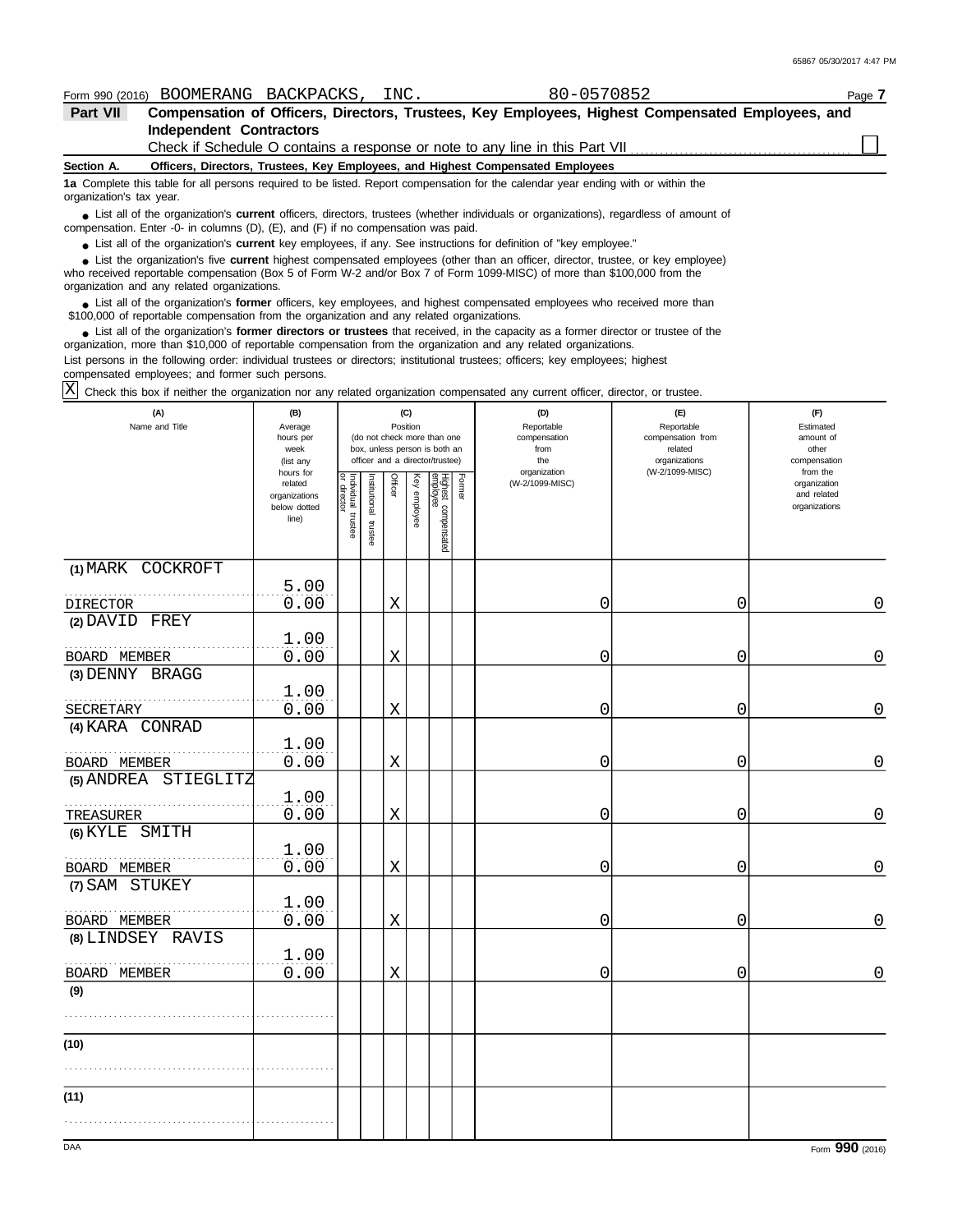Form 990 (2016) BOOMERANG BACKPACKS, INC. 80-0570852 Page **7**

## Part VII Compensation of Officers, Directors, Trustees, Key Employees, Highest Compensated Employees, and Independent Contractors

Check if Schedule O contains a response or note to any line in this Part VII ☐

**Section A. Officers, Directors, Trustees, Key Employees, and Highest Compensated Employees**

**1a** Complete this table for all persons required to be listed. Report compensation for the calendar year ending with or within the organization's tax year.

- List all of the organization's **current** officers, directors, trustees (whether individuals or organizations), regardless of amount of compensation. Enter -0- in columns (D), (E), and (F) if no compensation was paid.
- List all of the organization's **current** key employees, if any. See instructions for definition of "key employee."
- List the organization's five **current** highest compensated employees (other than an officer, director, trustee, or key employee) who received reportable compensation (Box 5 of Form W-2 and/or Box 7 of Form 1099-MISC) of more than $100,000 from the organization and any related organizations.
- List all of the organization's **former** officers, key employees, and highest compensated employees who received more than $100,000 of reportable compensation from the organization and any related organizations.
- List all of the organization's **former directors or trustees** that received, in the capacity as a former director or trustee of the organization, more than $10,000 of reportable compensation from the organization and any related organizations.

List persons in the following order: individual trustees or directors; institutional trustees; officers; key employees; highest compensated employees; and former such persons.

☒ Check this box if neither the organization nor any related organization compensated any current officer, director, or trustee.

| (A) Name and Title | (B) Average hours per week (list any hours for related organizations below dotted line) | (C) Position: Individual trustee or director | Institutional trustee | Officer | Key employee | Highest compensated employee | Former | (D) Reportable compensation from the organization (W-2/1099-MISC) | (E) Reportable compensation from related organizations (W-2/1099-MISC) | (F) Estimated amount of other compensation from the organization and related organizations |
|---|---|---|---|---|---|---|---|---|---|---|
| (1) MARK COCKROFT<br>DIRECTOR | 5.00<br>0.00 | | | X | | | | 0 | 0 | 0 |
| (2) DAVID FREY<br>BOARD MEMBER | 1.00<br>0.00 | | | X | | | | 0 | 0 | 0 |
| (3) DENNY BRAGG<br>SECRETARY | 1.00<br>0.00 | | | X | | | | 0 | 0 | 0 |
| (4) KARA CONRAD<br>BOARD MEMBER | 1.00<br>0.00 | | | X | | | | 0 | 0 | 0 |
| (5) ANDREA STIEGLITZ<br>TREASURER | 1.00<br>0.00 | | | X | | | | 0 | 0 | 0 |
| (6) KYLE SMITH<br>BOARD MEMBER | 1.00<br>0.00 | | | X | | | | 0 | 0 | 0 |
| (7) SAM STUKEY<br>BOARD MEMBER | 1.00<br>0.00 | | | X | | | | 0 | 0 | 0 |
| (8) LINDSEY RAVIS<br>BOARD MEMBER | 1.00<br>0.00 | | | X | | | | 0 | 0 | 0 |
| (9) | | | | | | | | | | |
| (10) | | | | | | | | | | |
| (11) | | | | | | | | | | |

Form **990** (2016)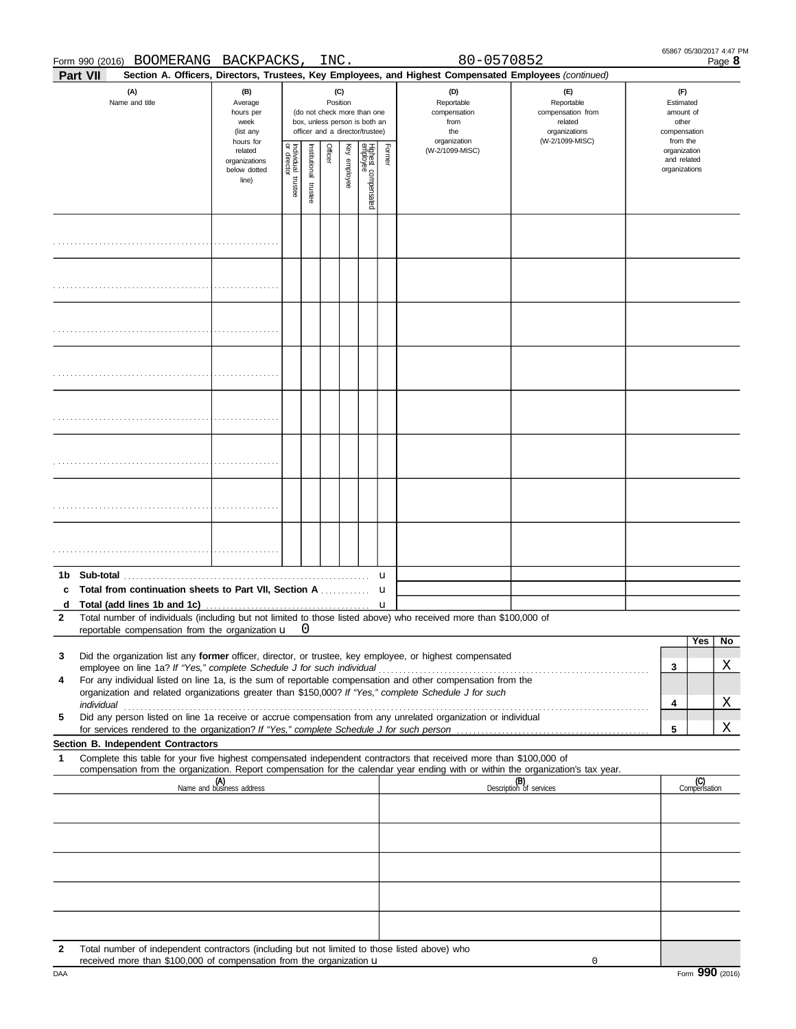Form 990 (2016) BOOMERANG BACKPACKS, INC. 80-0570852

## Part VII Section A. Officers, Directors, Trustees, Key Employees, and Highest Compensated Employees *(continued)*

| (A) Name and title | (B) Average hours per week (list any hours for related organizations below dotted line) | (C) Position (do not check more than one box, unless person is both an officer and a director/trustee) | | | | | | (D) Reportable compensation from the organization (W-2/1099-MISC) | (E) Reportable compensation from related organizations (W-2/1099-MISC) | (F) Estimated amount of other compensation from the organization and related organizations |
|---|---|---|---|---|---|---|---|---|---|---|
| | | Individual trustee or director | Institutional trustee | Officer | Key employee | Highest compensated employee | Former | | | |
| | | | | | | | | | | |
| | | | | | | | | | | |
| | | | | | | | | | | |
| | | | | | | | | | | |
| | | | | | | | | | | |
| | | | | | | | | | | |
| | | | | | | | | | | |
| | | | | | | | | | | |

1b Sub-total
c Total from continuation sheets to Part VII, Section A
d Total (add lines 1b and 1c)

2 Total number of individuals (including but not limited to those listed above) who received more than $100,000 of reportable compensation from the organization 0

| | | Yes | No |
|---|---|---|---|
| 3 Did the organization list any **former** officer, director, or trustee, key employee, or highest compensated employee on line 1a? *If "Yes," complete Schedule J for such individual* | 3 | | X |
| 4 For any individual listed on line 1a, is the sum of reportable compensation and other compensation from the organization and related organizations greater than $150,000? *If "Yes," complete Schedule J for such individual* | 4 | | X |
| 5 Did any person listed on line 1a receive or accrue compensation from any unrelated organization or individual for services rendered to the organization? *If "Yes," complete Schedule J for such person* | 5 | | X |

### Section B. Independent Contractors

1 Complete this table for your five highest compensated independent contractors that received more than $100,000 of compensation from the organization. Report compensation for the calendar year ending with or within the organization's tax year.

| (A) Name and business address | (B) Description of services | (C) Compensation |
|---|---|---|
| | | |
| | | |
| | | |
| | | |
| | | |

2 Total number of independent contractors (including but not limited to those listed above) who received more than $100,000 of compensation from the organization 0

Form **990** (2016)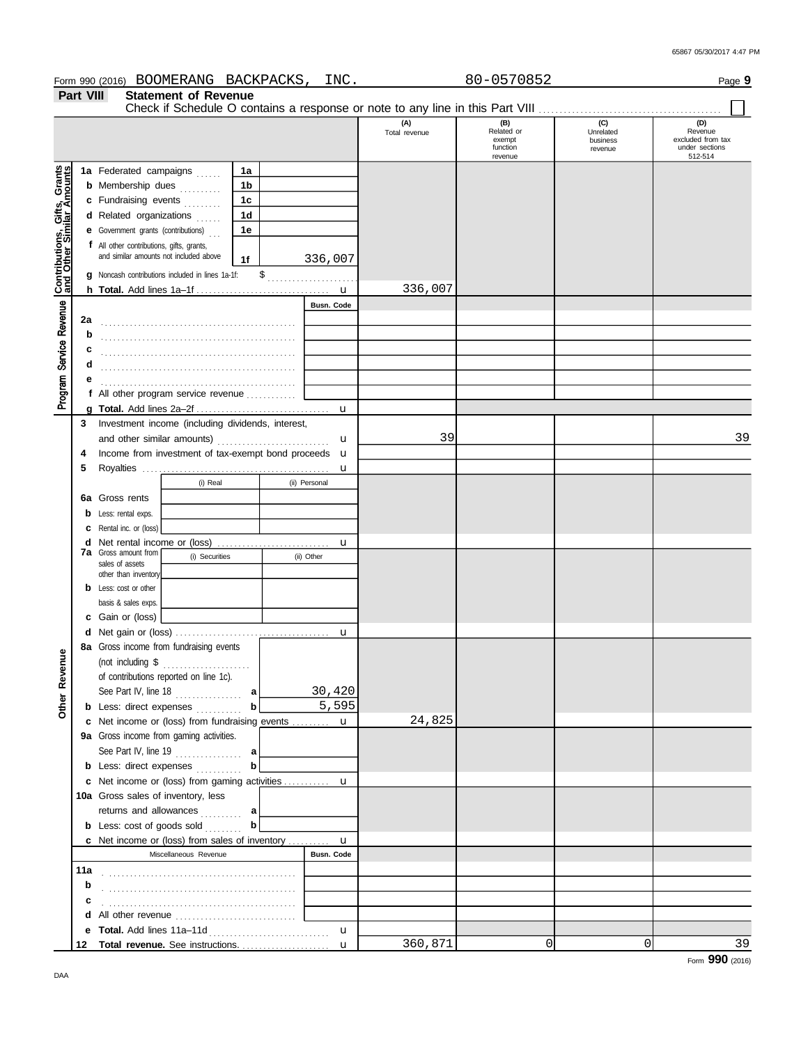Form 990 (2016) BOOMERANG BACKPACKS, INC. 80-0570852 Page **9**

**Part VIII Statement of Revenue**

Check if Schedule O contains a response or note to any line in this Part VIII ☐

| | | | (A) Total revenue | (B) Related or exempt function revenue | (C) Unrelated business revenue | (D) Revenue excluded from tax under sections 512-514 |
|---|---|---|---|---|---|---|
| **Contributions, Gifts, Grants and Other Similar Amounts** | 1a Federated campaigns | 1a | | | | |
| | b Membership dues | 1b | | | | |
| | c Fundraising events | 1c | | | | |
| | d Related organizations | 1d | | | | |
| | e Government grants (contributions) | 1e | | | | |
| | f All other contributions, gifts, grants, and similar amounts not included above | 1f 336,007 | | | | |
| | g Noncash contributions included in lines 1a-1f: $ | | | | | |
| | h **Total.** Add lines 1a–1f | u | 336,007 | | | |
| **Program Service Revenue** | | Busn. Code | | | | |
| | 2a | | | | | |
| | b | | | | | |
| | c | | | | | |
| | d | | | | | |
| | e | | | | | |
| | f All other program service revenue | | | | | |
| | g **Total.** Add lines 2a–2f | u | | | | |
| **Other Revenue** | 3 Investment income (including dividends, interest, and other similar amounts) | u | 39 | | | 39 |
| | 4 Income from investment of tax-exempt bond proceeds | u | | | | |
| | 5 Royalties | u | | | | |
| | | (i) Real / (ii) Personal | | | | |
| | 6a Gross rents | | | | | |
| | b Less: rental exps. | | | | | |
| | c Rental inc. or (loss) | | | | | |
| | d Net rental income or (loss) | u | | | | |
| | 7a Gross amount from sales of assets other than inventory | (i) Securities / (ii) Other | | | | |
| | b Less: cost or other basis & sales exps. | | | | | |
| | c Gain or (loss) | | | | | |
| | d Net gain or (loss) | u | | | | |
| | 8a Gross income from fundraising events (not including $ of contributions reported on line 1c). See Part IV, line 18 | a 30,420 | | | | |
| | b Less: direct expenses | b 5,595 | | | | |
| | c Net income or (loss) from fundraising events | u | 24,825 | | | |
| | 9a Gross income from gaming activities. See Part IV, line 19 | a | | | | |
| | b Less: direct expenses | b | | | | |
| | c Net income or (loss) from gaming activities | u | | | | |
| | 10a Gross sales of inventory, less returns and allowances | a | | | | |
| | b Less: cost of goods sold | b | | | | |
| | c Net income or (loss) from sales of inventory | u | | | | |
| | Miscellaneous Revenue | Busn. Code | | | | |
| | 11a | | | | | |
| | b | | | | | |
| | c | | | | | |
| | d All other revenue | | | | | |
| | e **Total.** Add lines 11a–11d | u | | | | |
| | 12 **Total revenue.** See instructions. | u | 360,871 | 0 | 0 | 39 |

Form **990** (2016)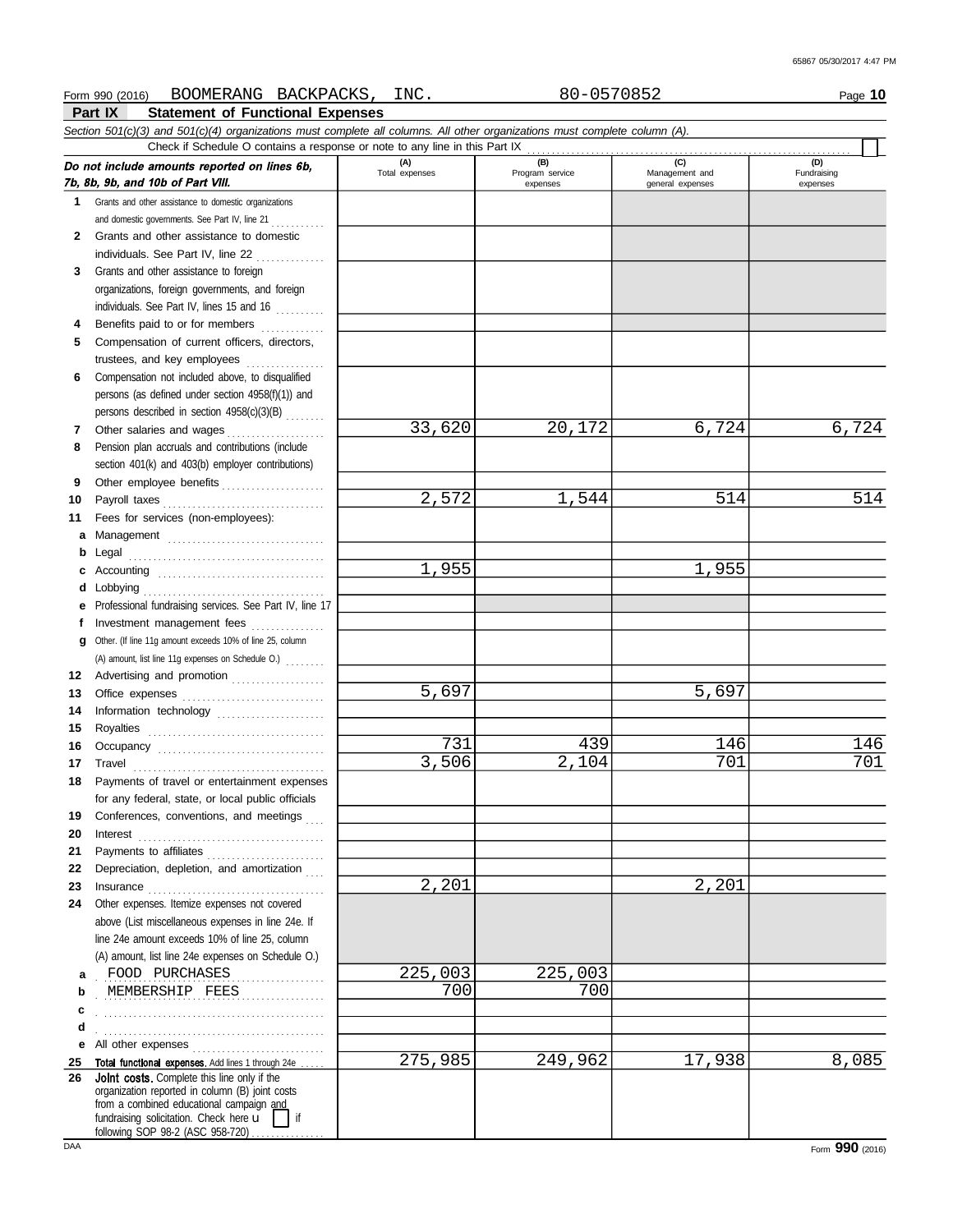Form 990 (2016) BOOMERANG BACKPACKS, INC. 80-0570852 Page **10**

## Part IX Statement of Functional Expenses

*Section 501(c)(3) and 501(c)(4) organizations must complete all columns. All other organizations must complete column (A).*

Check if Schedule O contains a response or note to any line in this Part IX ☐

| *Do not include amounts reported on lines 6b, 7b, 8b, 9b, and 10b of Part VIII.* | (A) Total expenses | (B) Program service expenses | (C) Management and general expenses | (D) Fundraising expenses |
|---|---|---|---|---|
| **1** Grants and other assistance to domestic organizations and domestic governments. See Part IV, line 21 | | | | |
| **2** Grants and other assistance to domestic individuals. See Part IV, line 22 | | | | |
| **3** Grants and other assistance to foreign organizations, foreign governments, and foreign individuals. See Part IV, lines 15 and 16 | | | | |
| **4** Benefits paid to or for members | | | | |
| **5** Compensation of current officers, directors, trustees, and key employees | | | | |
| **6** Compensation not included above, to disqualified persons (as defined under section 4958(f)(1)) and persons described in section 4958(c)(3)(B) | | | | |
| **7** Other salaries and wages | 33,620 | 20,172 | 6,724 | 6,724 |
| **8** Pension plan accruals and contributions (include section 401(k) and 403(b) employer contributions) | | | | |
| **9** Other employee benefits | | | | |
| **10** Payroll taxes | 2,572 | 1,544 | 514 | 514 |
| **11** Fees for services (non-employees): | | | | |
| **a** Management | | | | |
| **b** Legal | | | | |
| **c** Accounting | 1,955 | | 1,955 | |
| **d** Lobbying | | | | |
| **e** Professional fundraising services. See Part IV, line 17 | | | | |
| **f** Investment management fees | | | | |
| **g** Other. (If line 11g amount exceeds 10% of line 25, column (A) amount, list line 11g expenses on Schedule O.) | | | | |
| **12** Advertising and promotion | | | | |
| **13** Office expenses | 5,697 | | 5,697 | |
| **14** Information technology | | | | |
| **15** Royalties | | | | |
| **16** Occupancy | 731 | 439 | 146 | 146 |
| **17** Travel | 3,506 | 2,104 | 701 | 701 |
| **18** Payments of travel or entertainment expenses for any federal, state, or local public officials | | | | |
| **19** Conferences, conventions, and meetings | | | | |
| **20** Interest | | | | |
| **21** Payments to affiliates | | | | |
| **22** Depreciation, depletion, and amortization | | | | |
| **23** Insurance | 2,201 | | 2,201 | |
| **24** Other expenses. Itemize expenses not covered above (List miscellaneous expenses in line 24e. If line 24e amount exceeds 10% of line 25, column (A) amount, list line 24e expenses on Schedule O.) | | | | |
| **a** FOOD PURCHASES | 225,003 | 225,003 | | |
| **b** MEMBERSHIP FEES | 700 | 700 | | |
| **c** | | | | |
| **d** | | | | |
| **e** All other expenses | | | | |
| **25 Total functional expenses.** Add lines 1 through 24e | 275,985 | 249,962 | 17,938 | 8,085 |
| **26 Joint costs.** Complete this line only if the organization reported in column (B) joint costs from a combined educational campaign and fundraising solicitation. Check here ☐ if following SOP 98-2 (ASC 958-720) | | | | |

Form **990** (2016)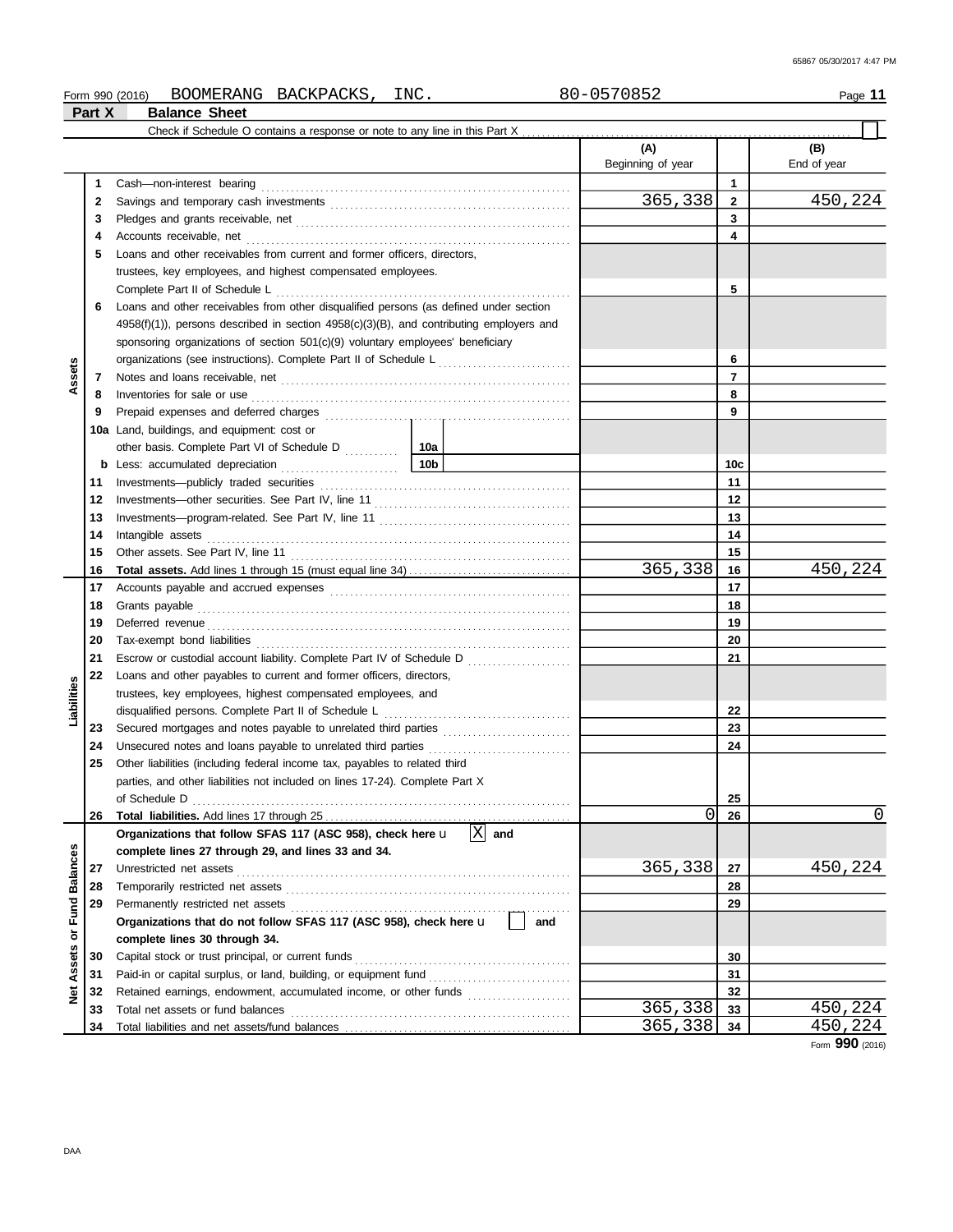Form 990 (2016) BOOMERANG BACKPACKS, INC. 80-0570852 Page **11**

## Part X Balance Sheet

Check if Schedule O contains a response or note to any line in this Part X ☐

| Section | Line | Description | (A) Beginning of year | | (B) End of year |
|---|---|---|---|---|---|
| Assets | 1 | Cash—non-interest bearing | | 1 | |
| | 2 | Savings and temporary cash investments | 365,338 | 2 | 450,224 |
| | 3 | Pledges and grants receivable, net | | 3 | |
| | 4 | Accounts receivable, net | | 4 | |
| | 5 | Loans and other receivables from current and former officers, directors, trustees, key employees, and highest compensated employees. Complete Part II of Schedule L | | 5 | |
| | 6 | Loans and other receivables from other disqualified persons (as defined under section 4958(f)(1)), persons described in section 4958(c)(3)(B), and contributing employers and sponsoring organizations of section 501(c)(9) voluntary employees' beneficiary organizations (see instructions). Complete Part II of Schedule L | | 6 | |
| | 7 | Notes and loans receivable, net | | 7 | |
| | 8 | Inventories for sale or use | | 8 | |
| | 9 | Prepaid expenses and deferred charges | | 9 | |
| | 10a | Land, buildings, and equipment: cost or other basis. Complete Part VI of Schedule D — 10a | | | |
| | b | Less: accumulated depreciation — 10b | | 10c | |
| | 11 | Investments—publicly traded securities | | 11 | |
| | 12 | Investments—other securities. See Part IV, line 11 | | 12 | |
| | 13 | Investments—program-related. See Part IV, line 11 | | 13 | |
| | 14 | Intangible assets | | 14 | |
| | 15 | Other assets. See Part IV, line 11 | | 15 | |
| | 16 | **Total assets.** Add lines 1 through 15 (must equal line 34) | 365,338 | 16 | 450,224 |
| Liabilities | 17 | Accounts payable and accrued expenses | | 17 | |
| | 18 | Grants payable | | 18 | |
| | 19 | Deferred revenue | | 19 | |
| | 20 | Tax-exempt bond liabilities | | 20 | |
| | 21 | Escrow or custodial account liability. Complete Part IV of Schedule D | | 21 | |
| | 22 | Loans and other payables to current and former officers, directors, trustees, key employees, highest compensated employees, and disqualified persons. Complete Part II of Schedule L | | 22 | |
| | 23 | Secured mortgages and notes payable to unrelated third parties | | 23 | |
| | 24 | Unsecured notes and loans payable to unrelated third parties | | 24 | |
| | 25 | Other liabilities (including federal income tax, payables to related third parties, and other liabilities not included on lines 17-24). Complete Part X of Schedule D | | 25 | |
| | 26 | **Total liabilities.** Add lines 17 through 25 | 0 | 26 | 0 |
| Net Assets or Fund Balances | | **Organizations that follow SFAS 117 (ASC 958), check here** ☒ **and complete lines 27 through 29, and lines 33 and 34.** | | | |
| | 27 | Unrestricted net assets | 365,338 | 27 | 450,224 |
| | 28 | Temporarily restricted net assets | | 28 | |
| | 29 | Permanently restricted net assets | | 29 | |
| | | **Organizations that do not follow SFAS 117 (ASC 958), check here** ☐ **and complete lines 30 through 34.** | | | |
| | 30 | Capital stock or trust principal, or current funds | | 30 | |
| | 31 | Paid-in or capital surplus, or land, building, or equipment fund | | 31 | |
| | 32 | Retained earnings, endowment, accumulated income, or other funds | | 32 | |
| | 33 | Total net assets or fund balances | 365,338 | 33 | 450,224 |
| | 34 | Total liabilities and net assets/fund balances | 365,338 | 34 | 450,224 |

Form **990** (2016)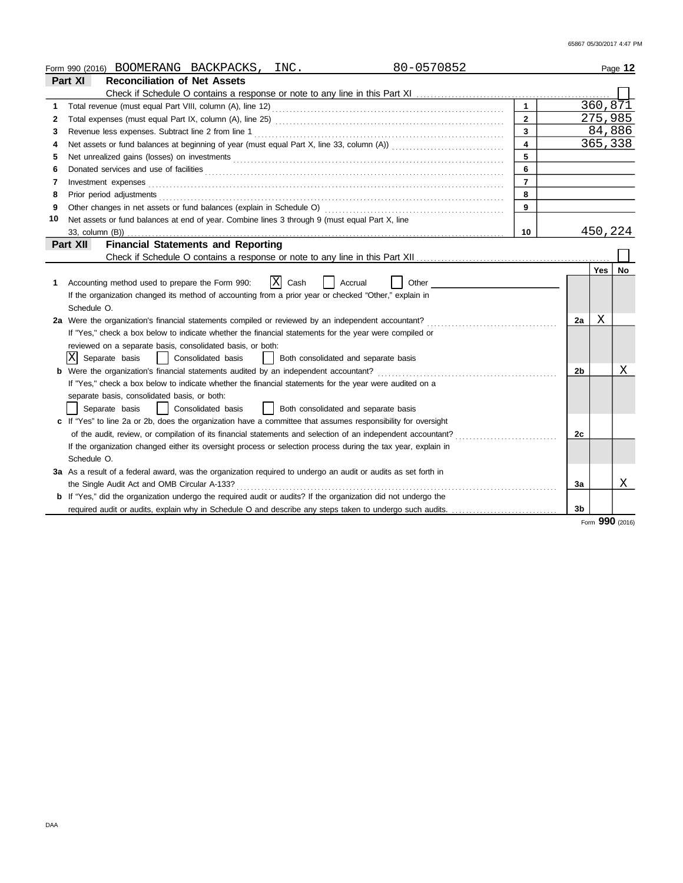Form 990 (2016) BOOMERANG BACKPACKS, INC. 80-0570852 Page **12**

## Part XI Reconciliation of Net Assets

Check if Schedule O contains a response or note to any line in this Part XI ☐

| | | | |
|---|---|---|---|
| 1 | Total revenue (must equal Part VIII, column (A), line 12) | 1 | 360,871 |
| 2 | Total expenses (must equal Part IX, column (A), line 25) | 2 | 275,985 |
| 3 | Revenue less expenses. Subtract line 2 from line 1 | 3 | 84,886 |
| 4 | Net assets or fund balances at beginning of year (must equal Part X, line 33, column (A)) | 4 | 365,338 |
| 5 | Net unrealized gains (losses) on investments | 5 | |
| 6 | Donated services and use of facilities | 6 | |
| 7 | Investment expenses | 7 | |
| 8 | Prior period adjustments | 8 | |
| 9 | Other changes in net assets or fund balances (explain in Schedule O) | 9 | |
| 10 | Net assets or fund balances at end of year. Combine lines 3 through 9 (must equal Part X, line 33, column (B)) | 10 | 450,224 |

## Part XII Financial Statements and Reporting

Check if Schedule O contains a response or note to any line in this Part XII ☐

| | | | Yes | No |
|---|---|---|---|---|
| 1 | Accounting method used to prepare the Form 990: [X] Cash [ ] Accrual [ ] Other<br>If the organization changed its method of accounting from a prior year or checked "Other," explain in Schedule O. | | | |
| 2a | Were the organization's financial statements compiled or reviewed by an independent accountant?<br>If "Yes," check a box below to indicate whether the financial statements for the year were compiled or reviewed on a separate basis, consolidated basis, or both:<br>[X] Separate basis [ ] Consolidated basis [ ] Both consolidated and separate basis | 2a | X | |
| b | Were the organization's financial statements audited by an independent accountant?<br>If "Yes," check a box below to indicate whether the financial statements for the year were audited on a separate basis, consolidated basis, or both:<br>[ ] Separate basis [ ] Consolidated basis [ ] Both consolidated and separate basis | 2b | | X |
| c | If "Yes" to line 2a or 2b, does the organization have a committee that assumes responsibility for oversight of the audit, review, or compilation of its financial statements and selection of an independent accountant?<br>If the organization changed either its oversight process or selection process during the tax year, explain in Schedule O. | 2c | | |
| 3a | As a result of a federal award, was the organization required to undergo an audit or audits as set forth in the Single Audit Act and OMB Circular A-133? | 3a | | X |
| b | If "Yes," did the organization undergo the required audit or audits? If the organization did not undergo the required audit or audits, explain why in Schedule O and describe any steps taken to undergo such audits. | 3b | | |

Form **990** (2016)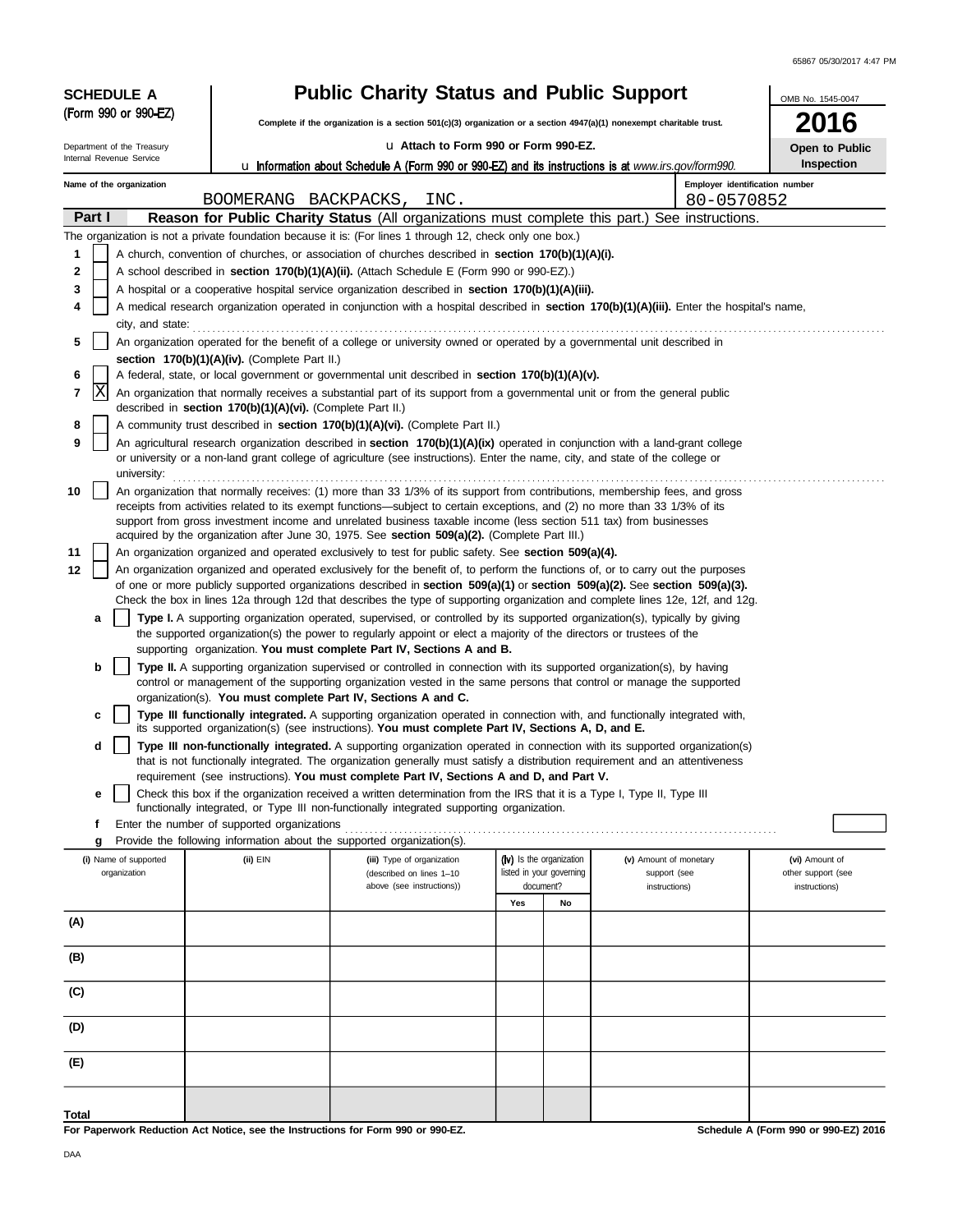**SCHEDULE A**
**(Form 990 or 990-EZ)**

Department of the Treasury
Internal Revenue Service

# Public Charity Status and Public Support

**Complete if the organization is a section 501(c)(3) organization or a section 4947(a)(1) nonexempt charitable trust.**

u **Attach to Form 990 or Form 990-EZ.**

u **Information about Schedule A (Form 990 or 990-EZ) and its instructions is at** *www.irs.gov/form990.*

OMB No. 1545-0047

**2016**

**Open to Public Inspection**

**Name of the organization**
BOOMERANG BACKPACKS, INC.

**Employer identification number**
80-0570852

## Part I — Reason for Public Charity Status (All organizations must complete this part.) See instructions.

The organization is not a private foundation because it is: (For lines 1 through 12, check only one box.)

1. [ ] A church, convention of churches, or association of churches described in **section 170(b)(1)(A)(i).**
2. [ ] A school described in **section 170(b)(1)(A)(ii).** (Attach Schedule E (Form 990 or 990-EZ).)
3. [ ] A hospital or a cooperative hospital service organization described in **section 170(b)(1)(A)(iii).**
4. [ ] A medical research organization operated in conjunction with a hospital described in **section 170(b)(1)(A)(iii).** Enter the hospital's name, city, and state:
5. [ ] An organization operated for the benefit of a college or university owned or operated by a governmental unit described in **section 170(b)(1)(A)(iv).** (Complete Part II.)
6. [ ] A federal, state, or local government or governmental unit described in **section 170(b)(1)(A)(v).**
7. [X] An organization that normally receives a substantial part of its support from a governmental unit or from the general public described in **section 170(b)(1)(A)(vi).** (Complete Part II.)
8. [ ] A community trust described in **section 170(b)(1)(A)(vi).** (Complete Part II.)
9. [ ] An agricultural research organization described in **section 170(b)(1)(A)(ix)** operated in conjunction with a land-grant college or university or a non-land grant college of agriculture (see instructions). Enter the name, city, and state of the college or university:
10. [ ] An organization that normally receives: (1) more than 33 1/3% of its support from contributions, membership fees, and gross receipts from activities related to its exempt functions—subject to certain exceptions, and (2) no more than 33 1/3% of its support from gross investment income and unrelated business taxable income (less section 511 tax) from businesses acquired by the organization after June 30, 1975. See **section 509(a)(2).** (Complete Part III.)
11. [ ] An organization organized and operated exclusively to test for public safety. See **section 509(a)(4).**
12. [ ] An organization organized and operated exclusively for the benefit of, to perform the functions of, or to carry out the purposes of one or more publicly supported organizations described in **section 509(a)(1)** or **section 509(a)(2).** See **section 509(a)(3).** Check the box in lines 12a through 12d that describes the type of supporting organization and complete lines 12e, 12f, and 12g.
   - **a** [ ] **Type I.** A supporting organization operated, supervised, or controlled by its supported organization(s), typically by giving the supported organization(s) the power to regularly appoint or elect a majority of the directors or trustees of the supporting organization. **You must complete Part IV, Sections A and B.**
   - **b** [ ] **Type II.** A supporting organization supervised or controlled in connection with its supported organization(s), by having control or management of the supporting organization vested in the same persons that control or manage the supported organization(s). **You must complete Part IV, Sections A and C.**
   - **c** [ ] **Type III functionally integrated.** A supporting organization operated in connection with, and functionally integrated with, its supported organization(s) (see instructions). **You must complete Part IV, Sections A, D, and E.**
   - **d** [ ] **Type III non-functionally integrated.** A supporting organization operated in connection with its supported organization(s) that is not functionally integrated. The organization generally must satisfy a distribution requirement and an attentiveness requirement (see instructions). **You must complete Part IV, Sections A and D, and Part V.**
   - **e** [ ] Check this box if the organization received a written determination from the IRS that it is a Type I, Type II, Type III functionally integrated, or Type III non-functionally integrated supporting organization.
   - **f** Enter the number of supported organizations
   - **g** Provide the following information about the supported organization(s).

| (i) Name of supported organization | (ii) EIN | (iii) Type of organization (described on lines 1–10 above (see instructions)) | (iv) Is the organization listed in your governing document? Yes | No | (v) Amount of monetary support (see instructions) | (vi) Amount of other support (see instructions) |
|---|---|---|---|---|---|---|
| (A) | | | | | | |
| (B) | | | | | | |
| (C) | | | | | | |
| (D) | | | | | | |
| (E) | | | | | | |
| **Total** | | | | | | |

**For Paperwork Reduction Act Notice, see the Instructions for Form 990 or 990-EZ.**

**Schedule A (Form 990 or 990-EZ) 2016**

DAA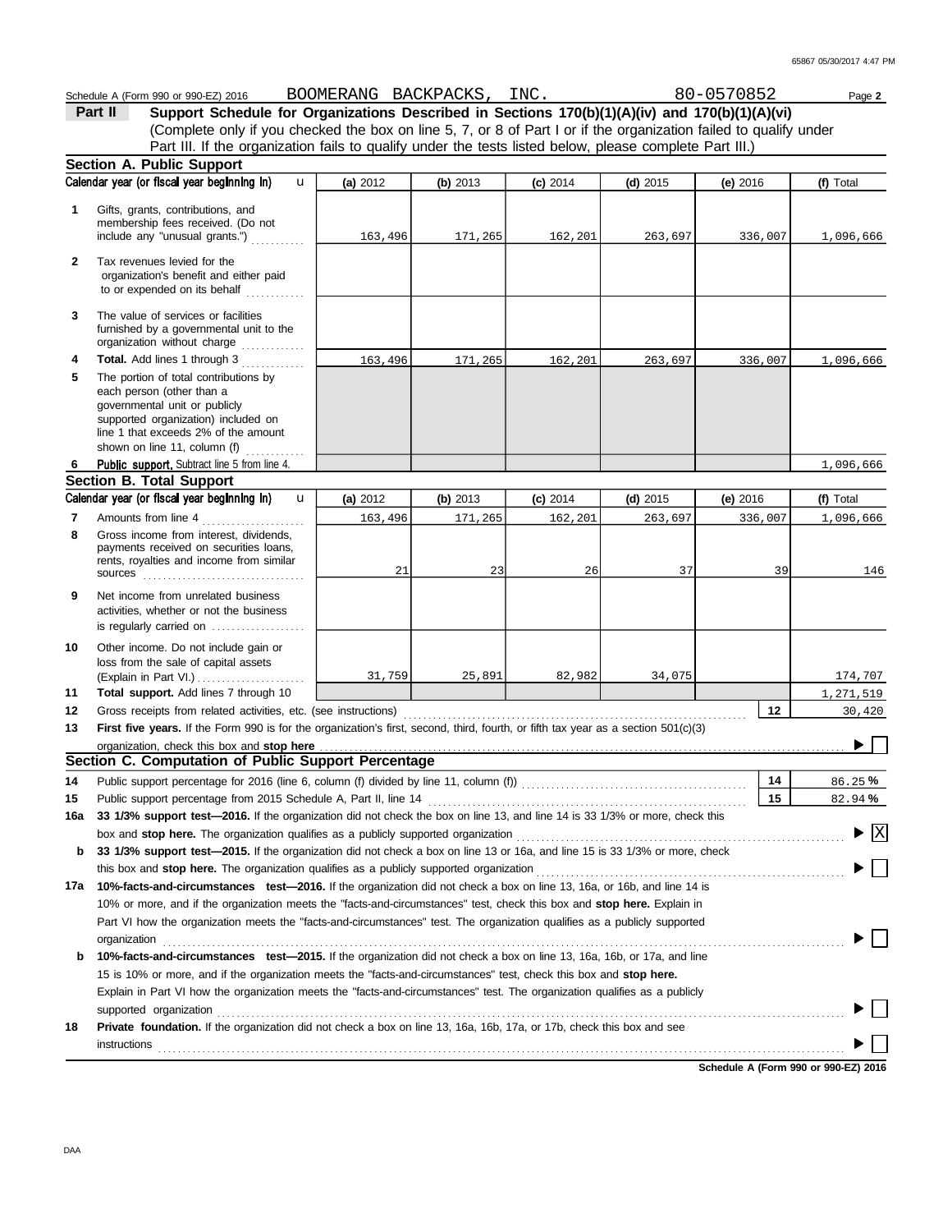Schedule A (Form 990 or 990-EZ) 2016 BOOMERANG BACKPACKS, INC. 80-0570852

**Part II** **Support Schedule for Organizations Described in Sections 170(b)(1)(A)(iv) and 170(b)(1)(A)(vi)**
(Complete only if you checked the box on line 5, 7, or 8 of Part I or if the organization failed to qualify under Part III. If the organization fails to qualify under the tests listed below, please complete Part III.)

## Section A. Public Support

| | Calendar year (or fiscal year beginning in) | (a) 2012 | (b) 2013 | (c) 2014 | (d) 2015 | (e) 2016 | (f) Total |
|---|---|---|---|---|---|---|---|
| 1 | Gifts, grants, contributions, and membership fees received. (Do not include any "unusual grants.") | 163,496 | 171,265 | 162,201 | 263,697 | 336,007 | 1,096,666 |
| 2 | Tax revenues levied for the organization's benefit and either paid to or expended on its behalf | | | | | | |
| 3 | The value of services or facilities furnished by a governmental unit to the organization without charge | | | | | | |
| 4 | **Total.** Add lines 1 through 3 | 163,496 | 171,265 | 162,201 | 263,697 | 336,007 | 1,096,666 |
| 5 | The portion of total contributions by each person (other than a governmental unit or publicly supported organization) included on line 1 that exceeds 2% of the amount shown on line 11, column (f) | | | | | | |
| 6 | **Public support.** Subtract line 5 from line 4. | | | | | | 1,096,666 |

## Section B. Total Support

| | Calendar year (or fiscal year beginning in) | (a) 2012 | (b) 2013 | (c) 2014 | (d) 2015 | (e) 2016 | (f) Total |
|---|---|---|---|---|---|---|---|
| 7 | Amounts from line 4 | 163,496 | 171,265 | 162,201 | 263,697 | 336,007 | 1,096,666 |
| 8 | Gross income from interest, dividends, payments received on securities loans, rents, royalties and income from similar sources | 21 | 23 | 26 | 37 | 39 | 146 |
| 9 | Net income from unrelated business activities, whether or not the business is regularly carried on | | | | | | |
| 10 | Other income. Do not include gain or loss from the sale of capital assets (Explain in Part VI.) | 31,759 | 25,891 | 82,982 | 34,075 | | 174,707 |
| 11 | **Total support.** Add lines 7 through 10 | | | | | | 1,271,519 |

| | | | |
|---|---|---|---|
| 12 | Gross receipts from related activities, etc. (see instructions) | 12 | 30,420 |
| 13 | **First five years.** If the Form 990 is for the organization's first, second, third, fourth, or fifth tax year as a section 501(c)(3) organization, check this box and **stop here** | | ☐ |

## Section C. Computation of Public Support Percentage

| | | | |
|---|---|---|---|
| 14 | Public support percentage for 2016 (line 6, column (f) divided by line 11, column (f)) | 14 | 86.25 % |
| 15 | Public support percentage from 2015 Schedule A, Part II, line 14 | 15 | 82.94 % |

**16a** **33 1/3% support test—2016.** If the organization did not check the box on line 13, and line 14 is 33 1/3% or more, check this box and **stop here.** The organization qualifies as a publicly supported organization ☒

**b** **33 1/3% support test—2015.** If the organization did not check a box on line 13 or 16a, and line 15 is 33 1/3% or more, check this box and **stop here.** The organization qualifies as a publicly supported organization ☐

**17a** **10%-facts-and-circumstances test—2016.** If the organization did not check a box on line 13, 16a, or 16b, and line 14 is 10% or more, and if the organization meets the "facts-and-circumstances" test, check this box and **stop here.** Explain in Part VI how the organization meets the "facts-and-circumstances" test. The organization qualifies as a publicly supported organization ☐

**b** **10%-facts-and-circumstances test—2015.** If the organization did not check a box on line 13, 16a, 16b, or 17a, and line 15 is 10% or more, and if the organization meets the "facts-and-circumstances" test, check this box and **stop here.** Explain in Part VI how the organization meets the "facts-and-circumstances" test. The organization qualifies as a publicly supported organization ☐

**18** **Private foundation.** If the organization did not check a box on line 13, 16a, 16b, 17a, or 17b, check this box and see instructions ☐

**Schedule A (Form 990 or 990-EZ) 2016**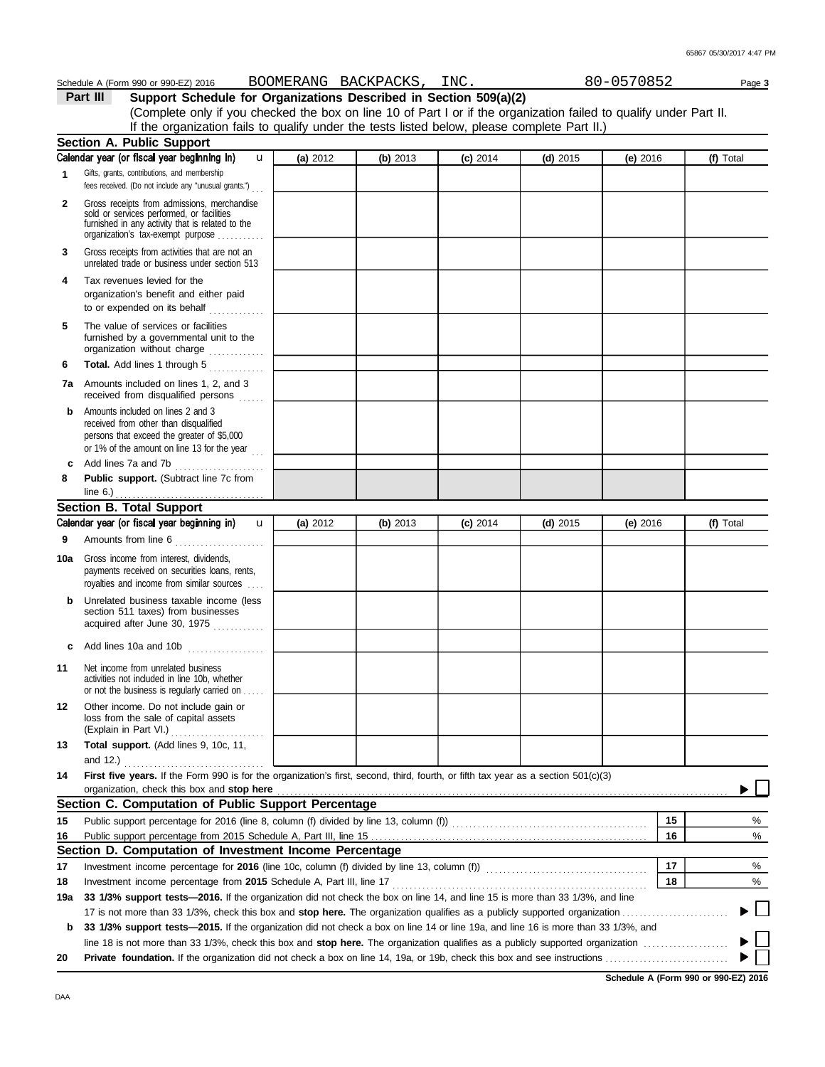Schedule A (Form 990 or 990-EZ) 2016 BOOMERANG BACKPACKS, INC. 80-0570852 Page **3**

## Part III Support Schedule for Organizations Described in Section 509(a)(2)

(Complete only if you checked the box on line 10 of Part I or if the organization failed to qualify under Part II. If the organization fails to qualify under the tests listed below, please complete Part II.)

### Section A. Public Support

| Calendar year (or fiscal year beginning in) | (a) 2012 | (b) 2013 | (c) 2014 | (d) 2015 | (e) 2016 | (f) Total |
|---|---|---|---|---|---|---|
| **1** Gifts, grants, contributions, and membership fees received. (Do not include any "unusual grants.") | | | | | | |
| **2** Gross receipts from admissions, merchandise sold or services performed, or facilities furnished in any activity that is related to the organization's tax-exempt purpose | | | | | | |
| **3** Gross receipts from activities that are not an unrelated trade or business under section 513 | | | | | | |
| **4** Tax revenues levied for the organization's benefit and either paid to or expended on its behalf | | | | | | |
| **5** The value of services or facilities furnished by a governmental unit to the organization without charge | | | | | | |
| **6** **Total.** Add lines 1 through 5 | | | | | | |
| **7a** Amounts included on lines 1, 2, and 3 received from disqualified persons | | | | | | |
| **b** Amounts included on lines 2 and 3 received from other than disqualified persons that exceed the greater of $5,000 or 1% of the amount on line 13 for the year | | | | | | |
| **c** Add lines 7a and 7b | | | | | | |
| **8** **Public support.** (Subtract line 7c from line 6.) | | | | | | |

### Section B. Total Support

| Calendar year (or fiscal year beginning in) | (a) 2012 | (b) 2013 | (c) 2014 | (d) 2015 | (e) 2016 | (f) Total |
|---|---|---|---|---|---|---|
| **9** Amounts from line 6 | | | | | | |
| **10a** Gross income from interest, dividends, payments received on securities loans, rents, royalties and income from similar sources | | | | | | |
| **b** Unrelated business taxable income (less section 511 taxes) from businesses acquired after June 30, 1975 | | | | | | |
| **c** Add lines 10a and 10b | | | | | | |
| **11** Net income from unrelated business activities not included in line 10b, whether or not the business is regularly carried on | | | | | | |
| **12** Other income. Do not include gain or loss from the sale of capital assets (Explain in Part VI.) | | | | | | |
| **13** **Total support.** (Add lines 9, 10c, 11, and 12.) | | | | | | |

**14** **First five years.** If the Form 990 is for the organization's first, second, third, fourth, or fifth tax year as a section 501(c)(3) organization, check this box and **stop here** ☐

### Section C. Computation of Public Support Percentage

| | | | |
|---|---|---|---|
| **15** | Public support percentage for 2016 (line 8, column (f) divided by line 13, column (f)) | **15** | % |
| **16** | Public support percentage from 2015 Schedule A, Part III, line 15 | **16** | % |

### Section D. Computation of Investment Income Percentage

| | | | |
|---|---|---|---|
| **17** | Investment income percentage for **2016** (line 10c, column (f) divided by line 13, column (f)) | **17** | % |
| **18** | Investment income percentage from **2015** Schedule A, Part III, line 17 | **18** | % |

**19a** **33 1/3% support tests—2016.** If the organization did not check the box on line 14, and line 15 is more than 33 1/3%, and line 17 is not more than 33 1/3%, check this box and **stop here.** The organization qualifies as a publicly supported organization ☐

**b** **33 1/3% support tests—2015.** If the organization did not check a box on line 14 or line 19a, and line 16 is more than 33 1/3%, and line 18 is not more than 33 1/3%, check this box and **stop here.** The organization qualifies as a publicly supported organization ☐

**20** **Private foundation.** If the organization did not check a box on line 14, 19a, or 19b, check this box and see instructions ☐

**Schedule A (Form 990 or 990-EZ) 2016**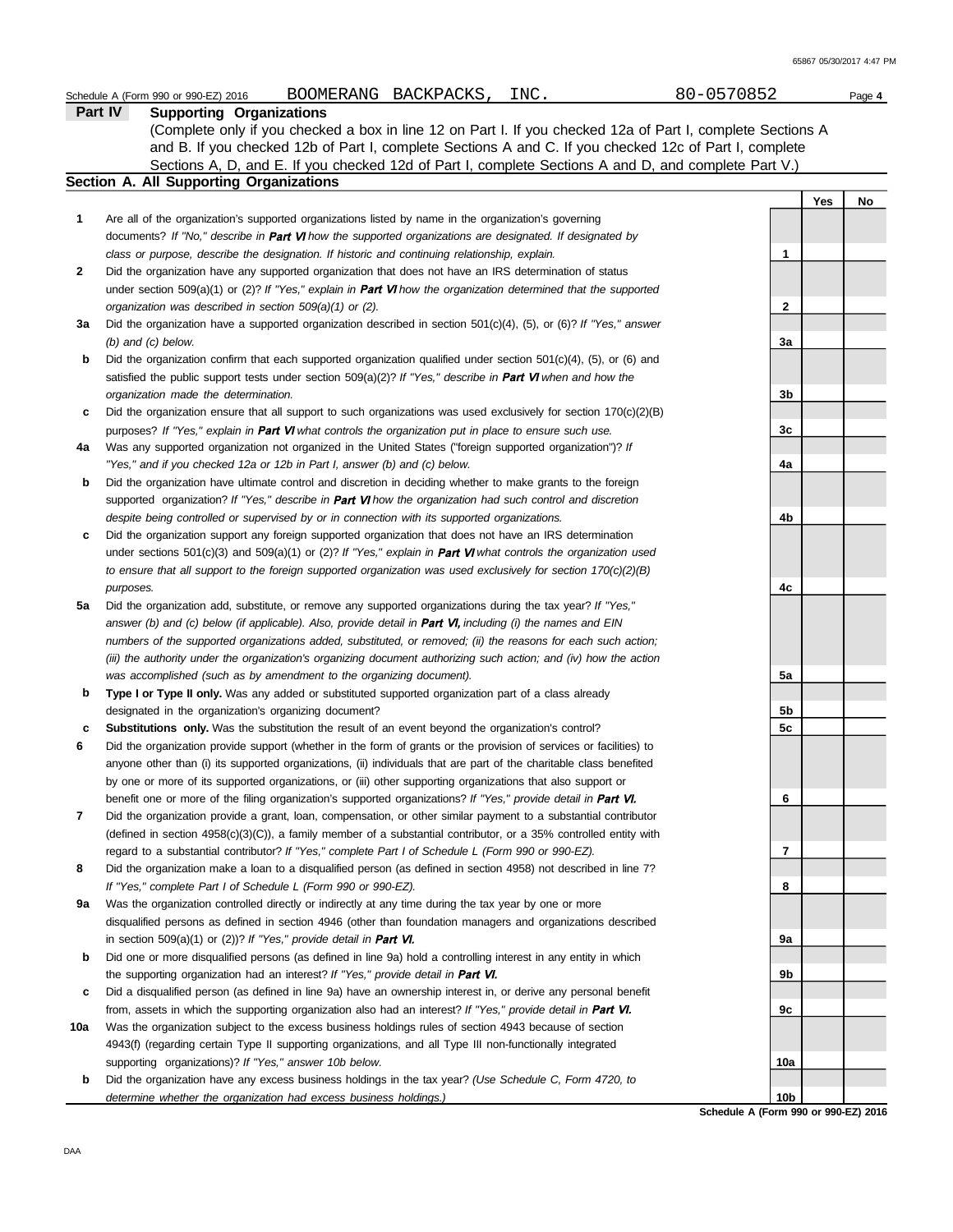Schedule A (Form 990 or 990-EZ) 2016 BOOMERANG BACKPACKS, INC. 80-0570852

## Part IV Supporting Organizations

(Complete only if you checked a box in line 12 on Part I. If you checked 12a of Part I, complete Sections A and B. If you checked 12b of Part I, complete Sections A and C. If you checked 12c of Part I, complete Sections A, D, and E. If you checked 12d of Part I, complete Sections A and D, and complete Part V.)

### Section A. All Supporting Organizations

| | | | Yes | No |
|---|---|---|---|---|
| **1** | Are all of the organization's supported organizations listed by name in the organization's governing documents? *If "No," describe in **Part VI** how the supported organizations are designated. If designated by class or purpose, describe the designation. If historic and continuing relationship, explain.* | 1 | | |
| **2** | Did the organization have any supported organization that does not have an IRS determination of status under section 509(a)(1) or (2)? *If "Yes," explain in **Part VI** how the organization determined that the supported organization was described in section 509(a)(1) or (2).* | 2 | | |
| **3a** | Did the organization have a supported organization described in section 501(c)(4), (5), or (6)? *If "Yes," answer (b) and (c) below.* | 3a | | |
| **b** | Did the organization confirm that each supported organization qualified under section 501(c)(4), (5), or (6) and satisfied the public support tests under section 509(a)(2)? *If "Yes," describe in **Part VI** when and how the organization made the determination.* | 3b | | |
| **c** | Did the organization ensure that all support to such organizations was used exclusively for section 170(c)(2)(B) purposes? *If "Yes," explain in **Part VI** what controls the organization put in place to ensure such use.* | 3c | | |
| **4a** | Was any supported organization not organized in the United States ("foreign supported organization")? *If "Yes," and if you checked 12a or 12b in Part I, answer (b) and (c) below.* | 4a | | |
| **b** | Did the organization have ultimate control and discretion in deciding whether to make grants to the foreign supported organization? *If "Yes," describe in **Part VI** how the organization had such control and discretion despite being controlled or supervised by or in connection with its supported organizations.* | 4b | | |
| **c** | Did the organization support any foreign supported organization that does not have an IRS determination under sections 501(c)(3) and 509(a)(1) or (2)? *If "Yes," explain in **Part VI** what controls the organization used to ensure that all support to the foreign supported organization was used exclusively for section 170(c)(2)(B) purposes.* | 4c | | |
| **5a** | Did the organization add, substitute, or remove any supported organizations during the tax year? *If "Yes," answer (b) and (c) below (if applicable). Also, provide detail in **Part VI,** including (i) the names and EIN numbers of the supported organizations added, substituted, or removed; (ii) the reasons for each such action; (iii) the authority under the organization's organizing document authorizing such action; and (iv) how the action was accomplished (such as by amendment to the organizing document).* | 5a | | |
| **b** | **Type I or Type II only.** Was any added or substituted supported organization part of a class already designated in the organization's organizing document? | 5b | | |
| **c** | **Substitutions only.** Was the substitution the result of an event beyond the organization's control? | 5c | | |
| **6** | Did the organization provide support (whether in the form of grants or the provision of services or facilities) to anyone other than (i) its supported organizations, (ii) individuals that are part of the charitable class benefited by one or more of its supported organizations, or (iii) other supporting organizations that also support or benefit one or more of the filing organization's supported organizations? *If "Yes," provide detail in **Part VI.*** | 6 | | |
| **7** | Did the organization provide a grant, loan, compensation, or other similar payment to a substantial contributor (defined in section 4958(c)(3)(C)), a family member of a substantial contributor, or a 35% controlled entity with regard to a substantial contributor? *If "Yes," complete Part I of Schedule L (Form 990 or 990-EZ).* | 7 | | |
| **8** | Did the organization make a loan to a disqualified person (as defined in section 4958) not described in line 7? *If "Yes," complete Part I of Schedule L (Form 990 or 990-EZ).* | 8 | | |
| **9a** | Was the organization controlled directly or indirectly at any time during the tax year by one or more disqualified persons as defined in section 4946 (other than foundation managers and organizations described in section 509(a)(1) or (2))? *If "Yes," provide detail in **Part VI.*** | 9a | | |
| **b** | Did one or more disqualified persons (as defined in line 9a) hold a controlling interest in any entity in which the supporting organization had an interest? *If "Yes," provide detail in **Part VI.*** | 9b | | |
| **c** | Did a disqualified person (as defined in line 9a) have an ownership interest in, or derive any personal benefit from, assets in which the supporting organization also had an interest? *If "Yes," provide detail in **Part VI.*** | 9c | | |
| **10a** | Was the organization subject to the excess business holdings rules of section 4943 because of section 4943(f) (regarding certain Type II supporting organizations, and all Type III non-functionally integrated supporting organizations)? *If "Yes," answer 10b below.* | 10a | | |
| **b** | Did the organization have any excess business holdings in the tax year? *(Use Schedule C, Form 4720, to determine whether the organization had excess business holdings.)* | 10b | | |

**Schedule A (Form 990 or 990-EZ) 2016**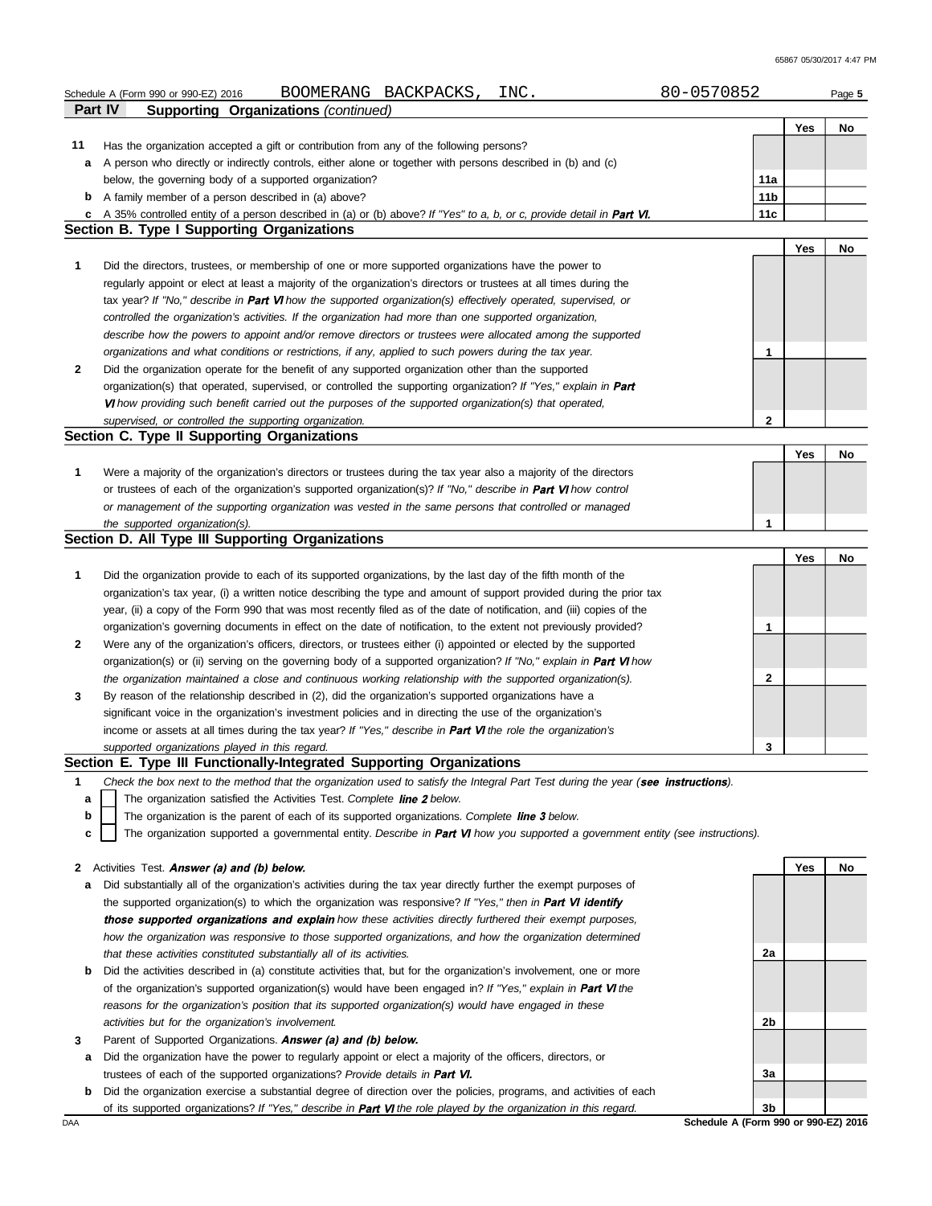Schedule A (Form 990 or 990-EZ) 2016 BOOMERANG BACKPACKS, INC. 80-0570852

**Part IV Supporting Organizations** *(continued)*

| | | | Yes | No |
|---|---|---|---|---|
| **11** | Has the organization accepted a gift or contribution from any of the following persons? | | | |
| **a** | A person who directly or indirectly controls, either alone or together with persons described in (b) and (c) below, the governing body of a supported organization? | 11a | | |
| **b** | A family member of a person described in (a) above? | 11b | | |
| **c** | A 35% controlled entity of a person described in (a) or (b) above? *If "Yes" to a, b, or c, provide detail in* ***Part VI.*** | 11c | | |

## Section B. Type I Supporting Organizations

| | | | Yes | No |
|---|---|---|---|---|
| **1** | Did the directors, trustees, or membership of one or more supported organizations have the power to regularly appoint or elect at least a majority of the organization's directors or trustees at all times during the tax year? *If "No," describe in* ***Part VI*** *how the supported organization(s) effectively operated, supervised, or controlled the organization's activities. If the organization had more than one supported organization, describe how the powers to appoint and/or remove directors or trustees were allocated among the supported organizations and what conditions or restrictions, if any, applied to such powers during the tax year.* | 1 | | |
| **2** | Did the organization operate for the benefit of any supported organization other than the supported organization(s) that operated, supervised, or controlled the supporting organization? *If "Yes," explain in* ***Part VI*** *how providing such benefit carried out the purposes of the supported organization(s) that operated, supervised, or controlled the supporting organization.* | 2 | | |

## Section C. Type II Supporting Organizations

| | | | Yes | No |
|---|---|---|---|---|
| **1** | Were a majority of the organization's directors or trustees during the tax year also a majority of the directors or trustees of each of the organization's supported organization(s)? *If "No," describe in* ***Part VI*** *how control or management of the supporting organization was vested in the same persons that controlled or managed the supported organization(s).* | 1 | | |

## Section D. All Type III Supporting Organizations

| | | | Yes | No |
|---|---|---|---|---|
| **1** | Did the organization provide to each of its supported organizations, by the last day of the fifth month of the organization's tax year, (i) a written notice describing the type and amount of support provided during the prior tax year, (ii) a copy of the Form 990 that was most recently filed as of the date of notification, and (iii) copies of the organization's governing documents in effect on the date of notification, to the extent not previously provided? | 1 | | |
| **2** | Were any of the organization's officers, directors, or trustees either (i) appointed or elected by the supported organization(s) or (ii) serving on the governing body of a supported organization? *If "No," explain in* ***Part VI*** *how the organization maintained a close and continuous working relationship with the supported organization(s).* | 2 | | |
| **3** | By reason of the relationship described in (2), did the organization's supported organizations have a significant voice in the organization's investment policies and in directing the use of the organization's income or assets at all times during the tax year? *If "Yes," describe in* ***Part VI*** *the role the organization's supported organizations played in this regard.* | 3 | | |

## Section E. Type III Functionally-Integrated Supporting Organizations

**1** *Check the box next to the method that the organization used to satisfy the Integral Part Test during the year (****see instructions****).*

- **a** ☐ The organization satisfied the Activities Test. *Complete* ***line 2*** *below.*
- **b** ☐ The organization is the parent of each of its supported organizations. *Complete* ***line 3*** *below.*
- **c** ☐ The organization supported a governmental entity. *Describe in* ***Part VI*** *how you supported a government entity (see instructions).*

| | | | Yes | No |
|---|---|---|---|---|
| **2** | Activities Test. ***Answer (a) and (b) below.*** | | | |
| **a** | Did substantially all of the organization's activities during the tax year directly further the exempt purposes of the supported organization(s) to which the organization was responsive? *If "Yes," then in* ***Part VI identify those supported organizations and explain*** *how these activities directly furthered their exempt purposes, how the organization was responsive to those supported organizations, and how the organization determined that these activities constituted substantially all of its activities.* | 2a | | |
| **b** | Did the activities described in (a) constitute activities that, but for the organization's involvement, one or more of the organization's supported organization(s) would have been engaged in? *If "Yes," explain in* ***Part VI*** *the reasons for the organization's position that its supported organization(s) would have engaged in these activities but for the organization's involvement.* | 2b | | |
| **3** | Parent of Supported Organizations. ***Answer (a) and (b) below.*** | | | |
| **a** | Did the organization have the power to regularly appoint or elect a majority of the officers, directors, or trustees of each of the supported organizations? *Provide details in* ***Part VI.*** | 3a | | |
| **b** | Did the organization exercise a substantial degree of direction over the policies, programs, and activities of each of its supported organizations? *If "Yes," describe in* ***Part VI*** *the role played by the organization in this regard.* | 3b | | |

Schedule A (Form 990 or 990-EZ) 2016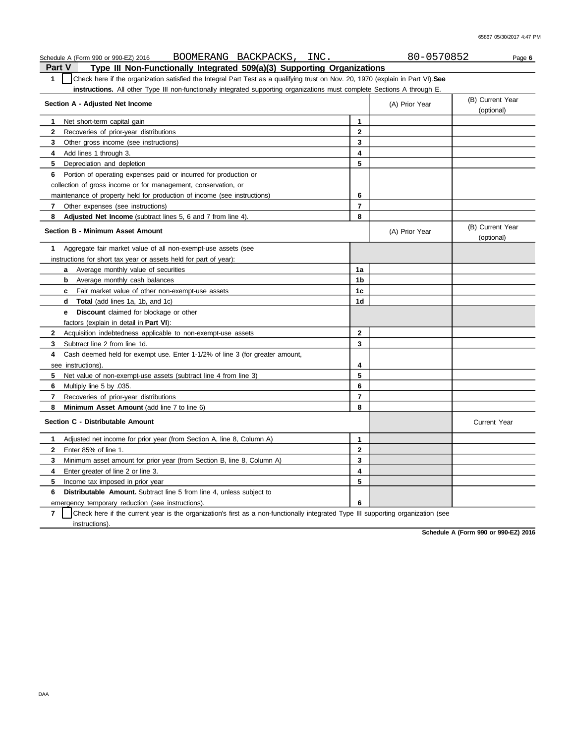Schedule A (Form 990 or 990-EZ) 2016 BOOMERANG BACKPACKS, INC. 80-0570852

## Part V Type III Non-Functionally Integrated 509(a)(3) Supporting Organizations

**1** ☐ Check here if the organization satisfied the Integral Part Test as a qualifying trust on Nov. 20, 1970 (explain in Part VI). **See instructions.** All other Type III non-functionally integrated supporting organizations must complete Sections A through E.

| Section A - Adjusted Net Income | | (A) Prior Year | (B) Current Year (optional) |
|---|---|---|---|
| **1** Net short-term capital gain | 1 | | |
| **2** Recoveries of prior-year distributions | 2 | | |
| **3** Other gross income (see instructions) | 3 | | |
| **4** Add lines 1 through 3. | 4 | | |
| **5** Depreciation and depletion | 5 | | |
| **6** Portion of operating expenses paid or incurred for production or collection of gross income or for management, conservation, or maintenance of property held for production of income (see instructions) | 6 | | |
| **7** Other expenses (see instructions) | 7 | | |
| **8** **Adjusted Net Income** (subtract lines 5, 6 and 7 from line 4). | 8 | | |

| Section B - Minimum Asset Amount | | (A) Prior Year | (B) Current Year (optional) |
|---|---|---|---|
| **1** Aggregate fair market value of all non-exempt-use assets (see instructions for short tax year or assets held for part of year): | | | |
| **a** Average monthly value of securities | 1a | | |
| **b** Average monthly cash balances | 1b | | |
| **c** Fair market value of other non-exempt-use assets | 1c | | |
| **d** **Total** (add lines 1a, 1b, and 1c) | 1d | | |
| **e** **Discount** claimed for blockage or other factors (explain in detail in **Part VI**): | | | |
| **2** Acquisition indebtedness applicable to non-exempt-use assets | 2 | | |
| **3** Subtract line 2 from line 1d. | 3 | | |
| **4** Cash deemed held for exempt use. Enter 1-1/2% of line 3 (for greater amount, see instructions). | 4 | | |
| **5** Net value of non-exempt-use assets (subtract line 4 from line 3) | 5 | | |
| **6** Multiply line 5 by .035. | 6 | | |
| **7** Recoveries of prior-year distributions | 7 | | |
| **8** **Minimum Asset Amount** (add line 7 to line 6) | 8 | | |

| Section C - Distributable Amount | | | Current Year |
|---|---|---|---|
| **1** Adjusted net income for prior year (from Section A, line 8, Column A) | 1 | | |
| **2** Enter 85% of line 1. | 2 | | |
| **3** Minimum asset amount for prior year (from Section B, line 8, Column A) | 3 | | |
| **4** Enter greater of line 2 or line 3. | 4 | | |
| **5** Income tax imposed in prior year | 5 | | |
| **6** **Distributable Amount.** Subtract line 5 from line 4, unless subject to emergency temporary reduction (see instructions). | 6 | | |

**7** ☐ Check here if the current year is the organization's first as a non-functionally integrated Type III supporting organization (see instructions).

**Schedule A (Form 990 or 990-EZ) 2016**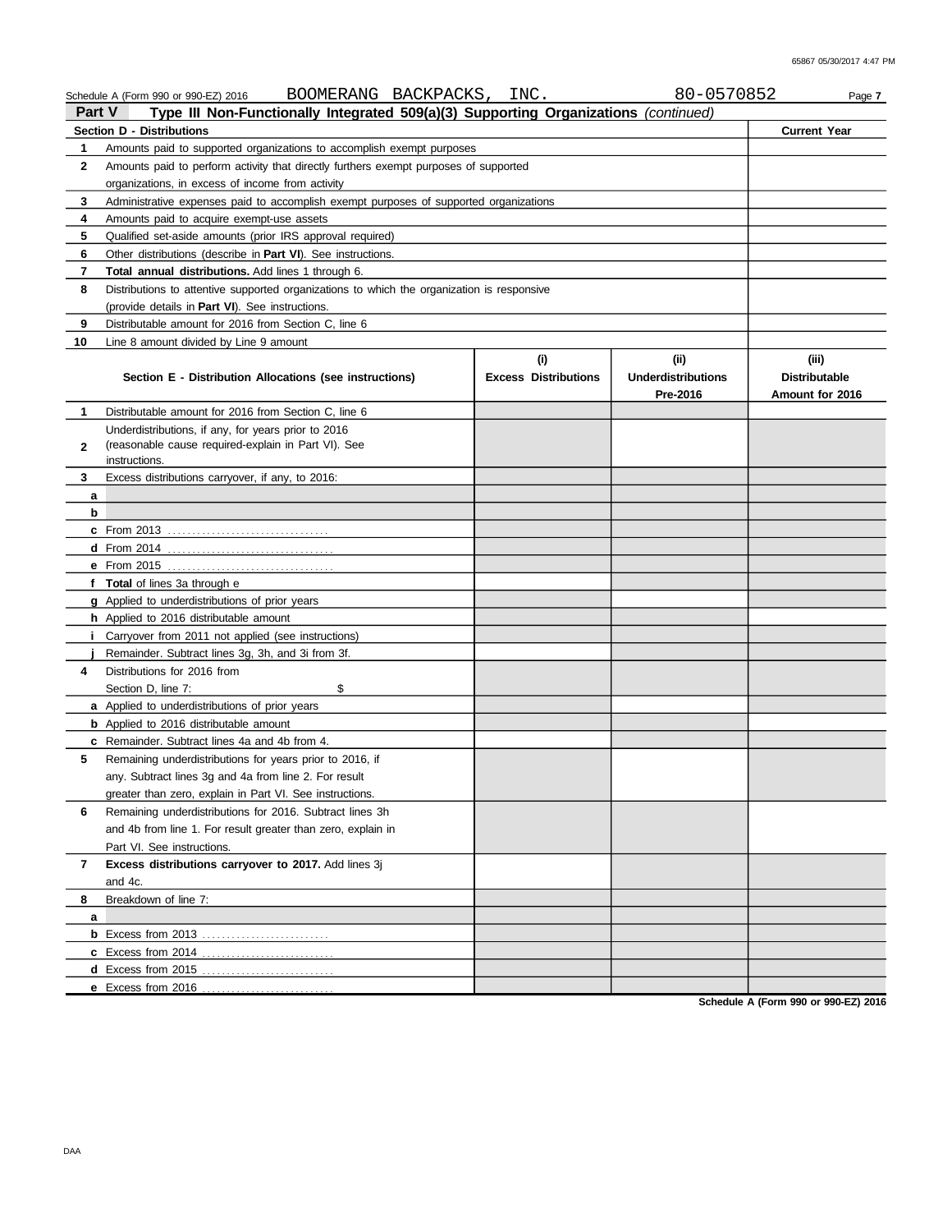Schedule A (Form 990 or 990-EZ) 2016 BOOMERANG BACKPACKS, INC. 80-0570852 Page 7

**Part V — Type III Non-Functionally Integrated 509(a)(3) Supporting Organizations** *(continued)*

| **Section D - Distributions** | | **Current Year** |
|---|---|---|
| 1 | Amounts paid to supported organizations to accomplish exempt purposes | |
| 2 | Amounts paid to perform activity that directly furthers exempt purposes of supported organizations, in excess of income from activity | |
| 3 | Administrative expenses paid to accomplish exempt purposes of supported organizations | |
| 4 | Amounts paid to acquire exempt-use assets | |
| 5 | Qualified set-aside amounts (prior IRS approval required) | |
| 6 | Other distributions (describe in **Part VI**). See instructions. | |
| 7 | **Total annual distributions.** Add lines 1 through 6. | |
| 8 | Distributions to attentive supported organizations to which the organization is responsive (provide details in **Part VI**). See instructions. | |
| 9 | Distributable amount for 2016 from Section C, line 6 | |
| 10 | Line 8 amount divided by Line 9 amount | |

| | **Section E - Distribution Allocations (see instructions)** | **(i) Excess Distributions** | **(ii) Underdistributions Pre-2016** | **(iii) Distributable Amount for 2016** |
|---|---|---|---|---|
| 1 | Distributable amount for 2016 from Section C, line 6 | | | |
| 2 | Underdistributions, if any, for years prior to 2016 (reasonable cause required-explain in Part VI). See instructions. | | | |
| 3 | Excess distributions carryover, if any, to 2016: | | | |
| a | | | | |
| b | | | | |
| c | From 2013 | | | |
| d | From 2014 | | | |
| e | From 2015 | | | |
| f | **Total** of lines 3a through e | | | |
| g | Applied to underdistributions of prior years | | | |
| h | Applied to 2016 distributable amount | | | |
| i | Carryover from 2011 not applied (see instructions) | | | |
| j | Remainder. Subtract lines 3g, 3h, and 3i from 3f. | | | |
| 4 | Distributions for 2016 from Section D, line 7: $ | | | |
| a | Applied to underdistributions of prior years | | | |
| b | Applied to 2016 distributable amount | | | |
| c | Remainder. Subtract lines 4a and 4b from 4. | | | |
| 5 | Remaining underdistributions for years prior to 2016, if any. Subtract lines 3g and 4a from line 2. For result greater than zero, explain in Part VI. See instructions. | | | |
| 6 | Remaining underdistributions for 2016. Subtract lines 3h and 4b from line 1. For result greater than zero, explain in Part VI. See instructions. | | | |
| 7 | **Excess distributions carryover to 2017.** Add lines 3j and 4c. | | | |
| 8 | Breakdown of line 7: | | | |
| a | | | | |
| b | Excess from 2013 | | | |
| c | Excess from 2014 | | | |
| d | Excess from 2015 | | | |
| e | Excess from 2016 | | | |

**Schedule A (Form 990 or 990-EZ) 2016**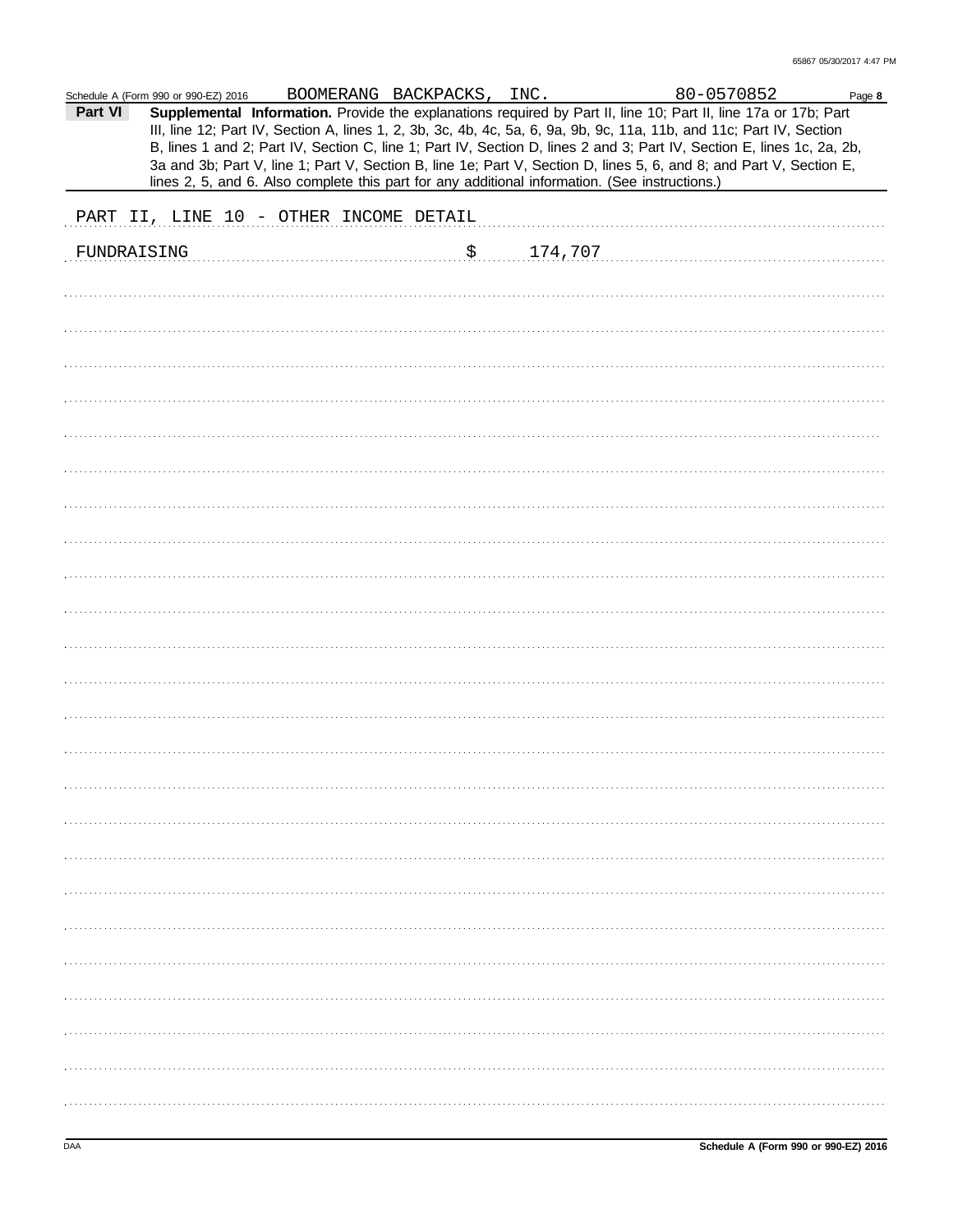Schedule A (Form 990 or 990-EZ) 2016 BOOMERANG BACKPACKS, INC. 80-0570852

**Part VI** **Supplemental Information.** Provide the explanations required by Part II, line 10; Part II, line 17a or 17b; Part III, line 12; Part IV, Section A, lines 1, 2, 3b, 3c, 4b, 4c, 5a, 6, 9a, 9b, 9c, 11a, 11b, and 11c; Part IV, Section B, lines 1 and 2; Part IV, Section C, line 1; Part IV, Section D, lines 2 and 3; Part IV, Section E, lines 1c, 2a, 2b, 3a and 3b; Part V, line 1; Part V, Section B, line 1e; Part V, Section D, lines 5, 6, and 8; and Part V, Section E, lines 2, 5, and 6. Also complete this part for any additional information. (See instructions.)

PART II, LINE 10 - OTHER INCOME DETAIL

FUNDRAISING $ 174,707

**Schedule A (Form 990 or 990-EZ) 2016**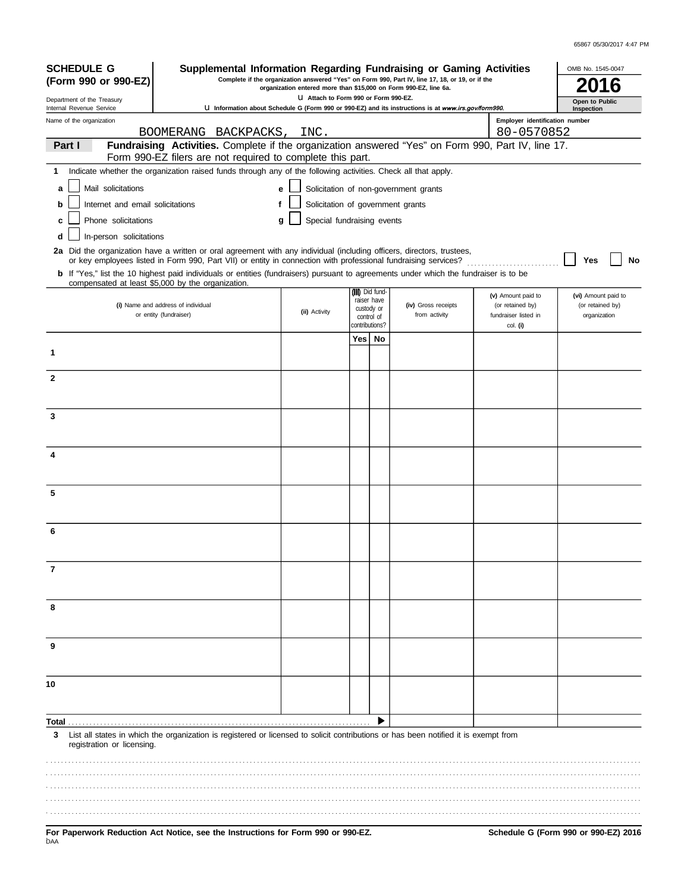**SCHEDULE G (Form 990 or 990-EZ)**

Department of the Treasury
Internal Revenue Service

# Supplemental Information Regarding Fundraising or Gaming Activities

**Complete if the organization answered "Yes" on Form 990, Part IV, line 17, 18, or 19, or if the organization entered more than $15,000 on Form 990-EZ, line 6a.**

u Attach to Form 990 or Form 990-EZ.

u Information about Schedule G (Form 990 or 990-EZ) and its instructions is at *www.irs.gov/form990.*

OMB No. 1545-0047

**2016**

**Open to Public Inspection**

Name of the organization: BOOMERANG BACKPACKS, INC.

Employer identification number: 80-0570852

**Part I — Fundraising Activities.** Complete if the organization answered "Yes" on Form 990, Part IV, line 17. Form 990-EZ filers are not required to complete this part.

**1** Indicate whether the organization raised funds through any of the following activities. Check all that apply.

- **a** ☐ Mail solicitations
- **b** ☐ Internet and email solicitations
- **c** ☐ Phone solicitations
- **d** ☐ In-person solicitations
- **e** ☐ Solicitation of non-government grants
- **f** ☐ Solicitation of government grants
- **g** ☐ Special fundraising events

**2a** Did the organization have a written or oral agreement with any individual (including officers, directors, trustees, or key employees listed in Form 990, Part VII) or entity in connection with professional fundraising services? ☐ Yes ☐ No

**b** If "Yes," list the 10 highest paid individuals or entities (fundraisers) pursuant to agreements under which the fundraiser is to be compensated at least $5,000 by the organization.

| | (i) Name and address of individual or entity (fundraiser) | (ii) Activity | (iii) Did fund-raiser have custody or control of contributions? Yes | No | (iv) Gross receipts from activity | (v) Amount paid to (or retained by) fundraiser listed in col. (i) | (vi) Amount paid to (or retained by) organization |
|---|---|---|---|---|---|---|---|
| 1 | | | | | | | |
| 2 | | | | | | | |
| 3 | | | | | | | |
| 4 | | | | | | | |
| 5 | | | | | | | |
| 6 | | | | | | | |
| 7 | | | | | | | |
| 8 | | | | | | | |
| 9 | | | | | | | |
| 10 | | | | | | | |
| **Total** | | | | ▶ | | | |

**3** List all states in which the organization is registered or licensed to solicit contributions or has been notified it is exempt from registration or licensing.

**For Paperwork Reduction Act Notice, see the Instructions for Form 990 or 990-EZ.**

DAA

**Schedule G (Form 990 or 990-EZ) 2016**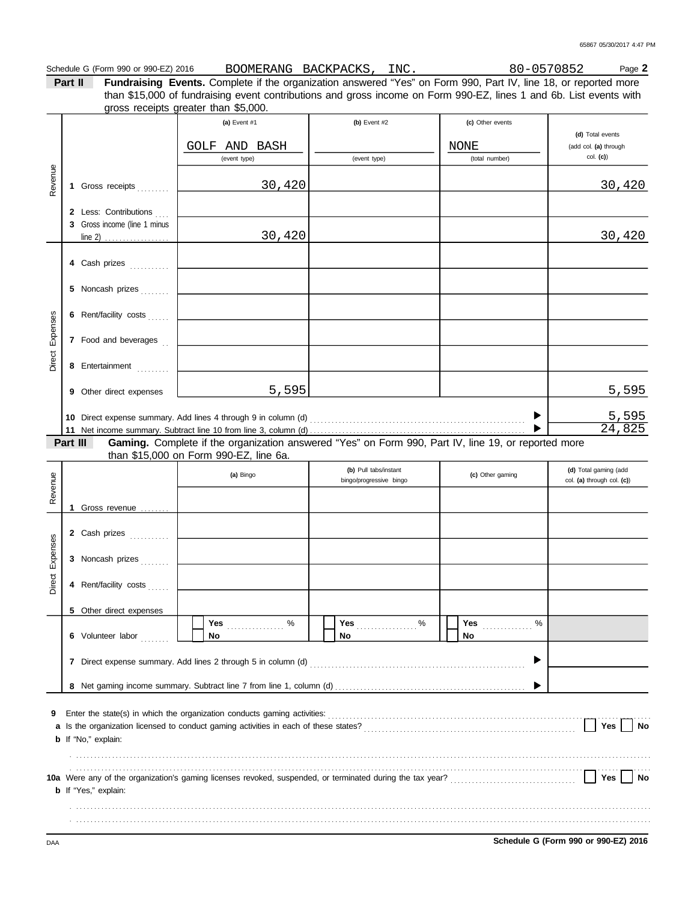Schedule G (Form 990 or 990-EZ) 2016 BOOMERANG BACKPACKS, INC. 80-0570852 Page **2**

**Part II** **Fundraising Events.** Complete if the organization answered "Yes" on Form 990, Part IV, line 18, or reported more than $15,000 of fundraising event contributions and gross income on Form 990-EZ, lines 1 and 6b. List events with gross receipts greater than $5,000.

| | | (a) Event #1 | (b) Event #2 | (c) Other events | (d) Total events (add col. (a) through col. (c)) |
|---|---|---|---|---|---|
| | | GOLF AND BASH (event type) | (event type) | NONE (total number) | |
| Revenue | 1 Gross receipts | 30,420 | | | 30,420 |
| | 2 Less: Contributions | | | | |
| | 3 Gross income (line 1 minus line 2) | 30,420 | | | 30,420 |
| Direct Expenses | 4 Cash prizes | | | | |
| | 5 Noncash prizes | | | | |
| | 6 Rent/facility costs | | | | |
| | 7 Food and beverages | | | | |
| | 8 Entertainment | | | | |
| | 9 Other direct expenses | 5,595 | | | 5,595 |
| | 10 Direct expense summary. Add lines 4 through 9 in column (d) | | | | 5,595 |
| | 11 Net income summary. Subtract line 10 from line 3, column (d) | | | | 24,825 |

**Part III** **Gaming.** Complete if the organization answered "Yes" on Form 990, Part IV, line 19, or reported more than $15,000 on Form 990-EZ, line 6a.

| | | (a) Bingo | (b) Pull tabs/instant bingo/progressive bingo | (c) Other gaming | (d) Total gaming (add col. (a) through col. (c)) |
|---|---|---|---|---|---|
| Revenue | 1 Gross revenue | | | | |
| Direct Expenses | 2 Cash prizes | | | | |
| | 3 Noncash prizes | | | | |
| | 4 Rent/facility costs | | | | |
| | 5 Other direct expenses | | | | |
| | 6 Volunteer labor | ☐ Yes ....... % ☐ No | ☐ Yes ....... % ☐ No | ☐ Yes ....... % ☐ No | |
| | 7 Direct expense summary. Add lines 2 through 5 in column (d) | | | | |
| | 8 Net gaming income summary. Subtract line 7 from line 1, column (d) | | | | |

9 Enter the state(s) in which the organization conducts gaming activities:

a Is the organization licensed to conduct gaming activities in each of these states? ☐ Yes ☐ No

b If "No," explain:

10a Were any of the organization's gaming licenses revoked, suspended, or terminated during the tax year? ☐ Yes ☐ No

b If "Yes," explain:

**Schedule G (Form 990 or 990-EZ) 2016**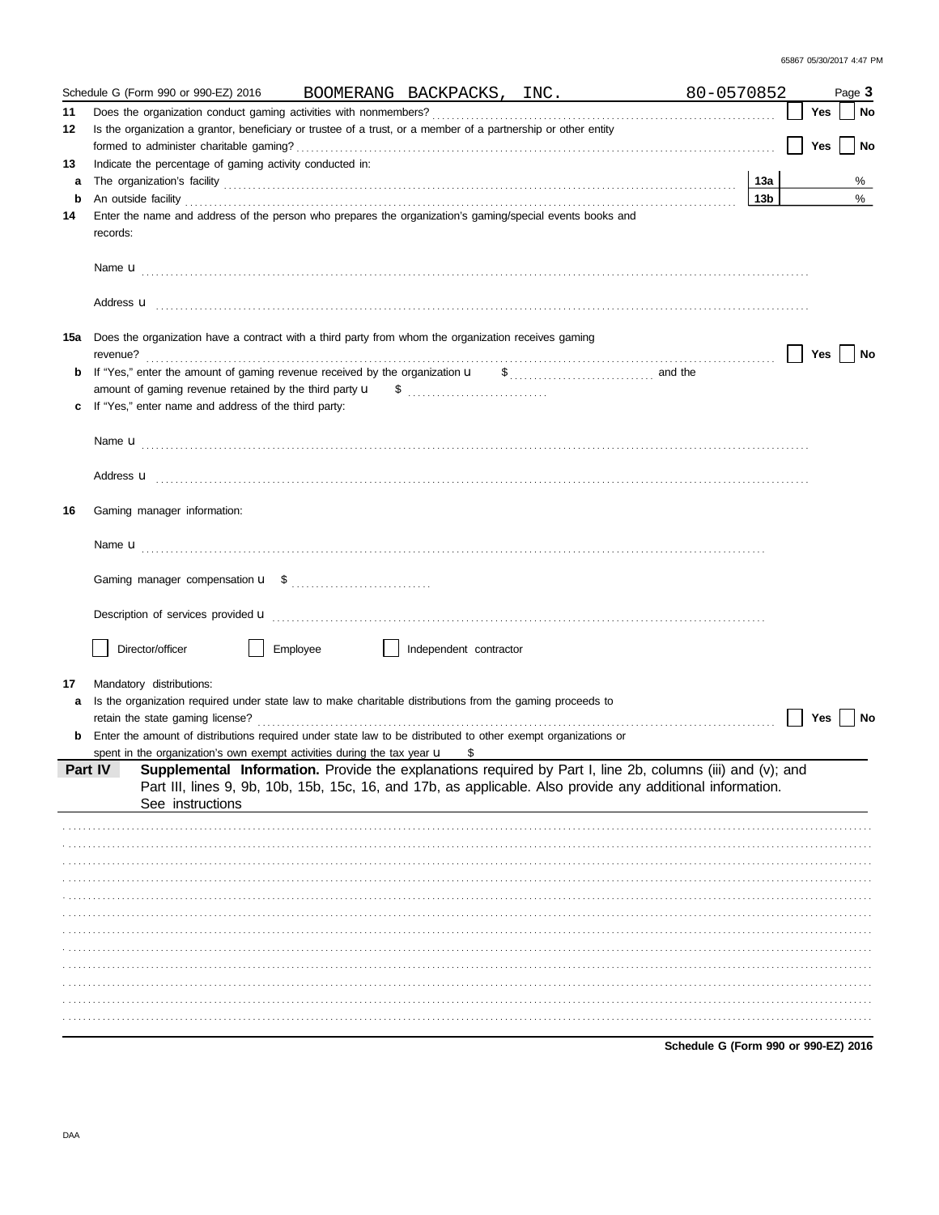Schedule G (Form 990 or 990-EZ) 2016 BOOMERANG BACKPACKS, INC. 80-0570852

**11** Does the organization conduct gaming activities with nonmembers? ☐ Yes ☐ No

**12** Is the organization a grantor, beneficiary or trustee of a trust, or a member of a partnership or other entity formed to administer charitable gaming? ☐ Yes ☐ No

**13** Indicate the percentage of gaming activity conducted in:

**a** The organization's facility **13a** %

**b** An outside facility **13b** %

**14** Enter the name and address of the person who prepares the organization's gaming/special events books and records:

Name u

Address u

**15a** Does the organization have a contract with a third party from whom the organization receives gaming revenue? ☐ Yes ☐ No

**b** If "Yes," enter the amount of gaming revenue received by the organization u $ and the amount of gaming revenue retained by the third party u $

**c** If "Yes," enter name and address of the third party:

Name u

Address u

**16** Gaming manager information:

Name u

Gaming manager compensation u $

Description of services provided u

☐ Director/officer ☐ Employee ☐ Independent contractor

**17** Mandatory distributions:

**a** Is the organization required under state law to make charitable distributions from the gaming proceeds to retain the state gaming license? ☐ Yes ☐ No

**b** Enter the amount of distributions required under state law to be distributed to other exempt organizations or spent in the organization's own exempt activities during the tax year u $

## Part IV Supplemental Information.

Provide the explanations required by Part I, line 2b, columns (iii) and (v); and Part III, lines 9, 9b, 10b, 15b, 15c, 16, and 17b, as applicable. Also provide any additional information. See instructions

**Schedule G (Form 990 or 990-EZ) 2016**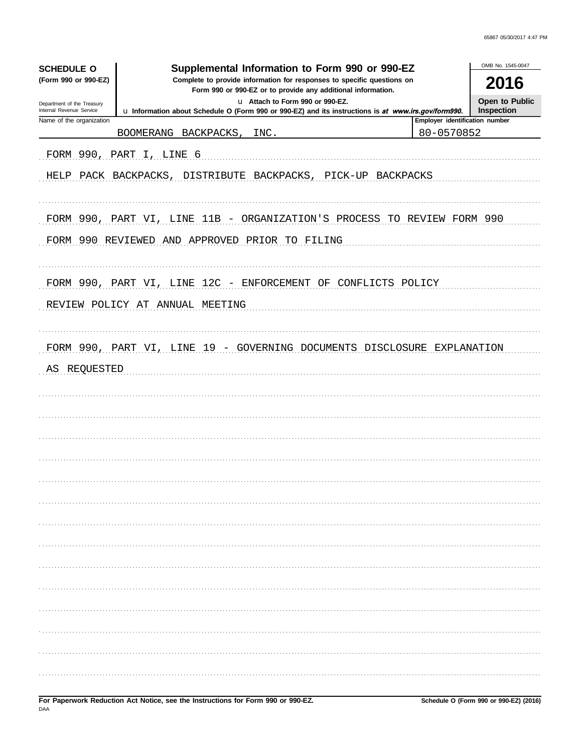**SCHEDULE O**
**(Form 990 or 990-EZ)**

Department of the Treasury
Internal Revenue Service

# Supplemental Information to Form 990 or 990-EZ

**Complete to provide information for responses to specific questions on Form 990 or 990-EZ or to provide any additional information.**

u Attach to Form 990 or 990-EZ.

u Information about Schedule O (Form 990 or 990-EZ) and its instructions is at *www.irs.gov/form990.*

OMB No. 1545-0047

**2016**

**Open to Public Inspection**

| Name of the organization | Employer identification number |
|---|---|
| BOOMERANG BACKPACKS, INC. | 80-0570852 |

FORM 990, PART I, LINE 6

HELP PACK BACKPACKS, DISTRIBUTE BACKPACKS, PICK-UP BACKPACKS

FORM 990, PART VI, LINE 11B - ORGANIZATION'S PROCESS TO REVIEW FORM 990

FORM 990 REVIEWED AND APPROVED PRIOR TO FILING

FORM 990, PART VI, LINE 12C - ENFORCEMENT OF CONFLICTS POLICY

REVIEW POLICY AT ANNUAL MEETING

FORM 990, PART VI, LINE 19 - GOVERNING DOCUMENTS DISCLOSURE EXPLANATION

AS REQUESTED

**For Paperwork Reduction Act Notice, see the Instructions for Form 990 or 990-EZ.**

DAA

**Schedule O (Form 990 or 990-EZ) (2016)**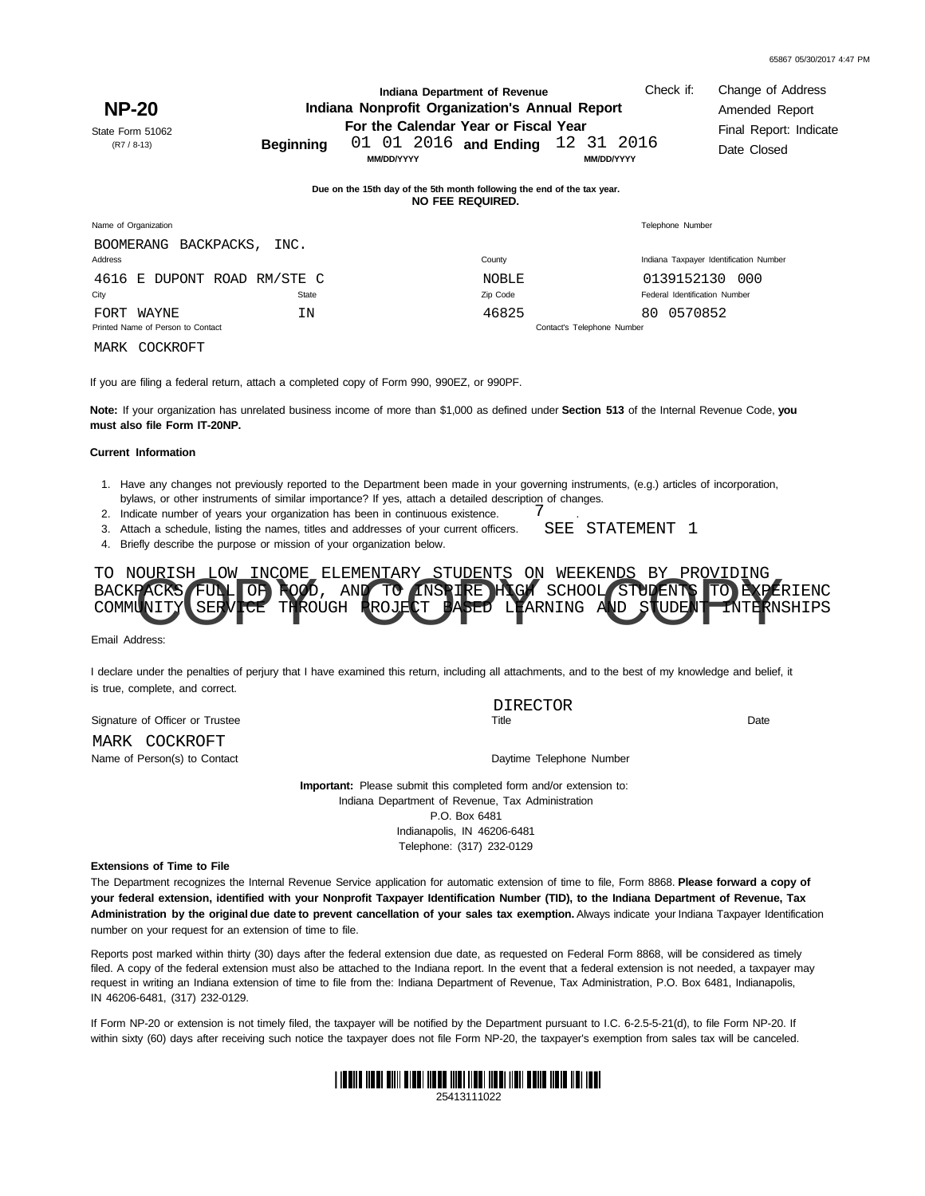65867 05/30/2017 4:47 PM

# NP-20

State Form 51062
(R7 / 8-13)

**Indiana Department of Revenue**
**Indiana Nonprofit Organization's Annual Report**
**For the Calendar Year or Fiscal Year**
**Beginning** 01 01 2016 **and Ending** 12 31 2016
MM/DD/YYYY MM/DD/YYYY

Check if: Change of Address
Amended Report
Final Report: Indicate Date Closed

**Due on the 15th day of the 5th month following the end of the tax year.**
**NO FEE REQUIRED.**

| Name of Organization | | | Telephone Number |
|---|---|---|---|
| BOOMERANG BACKPACKS, INC. | | | |
| Address | | County | Indiana Taxpayer Identification Number |
| 4616 E DUPONT ROAD RM/STE C | | NOBLE | 0139152130 000 |
| City | State | Zip Code | Federal Identification Number |
| FORT WAYNE | IN | 46825 | 80 0570852 |
| Printed Name of Person to Contact | | Contact's Telephone Number | |
| MARK COCKROFT | | | |

If you are filing a federal return, attach a completed copy of Form 990, 990EZ, or 990PF.

**Note:** If your organization has unrelated business income of more than $1,000 as defined under **Section 513** of the Internal Revenue Code, **you must also file Form IT-20NP.**

**Current Information**

1. Have any changes not previously reported to the Department been made in your governing instruments, (e.g.) articles of incorporation, bylaws, or other instruments of similar importance? If yes, attach a detailed description of changes.
2. Indicate number of years your organization has been in continuous existence. 7
3. Attach a schedule, listing the names, titles and addresses of your current officers. SEE STATEMENT 1
4. Briefly describe the purpose or mission of your organization below.

TO NOURISH LOW INCOME ELEMENTARY STUDENTS ON WEEKENDS BY PROVIDING BACKPACKS FULL OF FOOD, AND TO INSPIRE HIGH SCHOOL STUDENTS TO EXPERIENC COMMUNITY SERVICE THROUGH PROJECT BASED LEARNING AND STUDENT INTERNSHIPS

COPY COPY COPY

Email Address:

I declare under the penalties of perjury that I have examined this return, including all attachments, and to the best of my knowledge and belief, it is true, complete, and correct.

| Signature of Officer or Trustee | DIRECTOR Title | Date |
|---|---|---|
| MARK COCKROFT Name of Person(s) to Contact | Daytime Telephone Number | |

**Important:** Please submit this completed form and/or extension to:
Indiana Department of Revenue, Tax Administration
P.O. Box 6481
Indianapolis, IN 46206-6481
Telephone: (317) 232-0129

**Extensions of Time to File**

The Department recognizes the Internal Revenue Service application for automatic extension of time to file, Form 8868. **Please forward a copy of your federal extension, identified with your Nonprofit Taxpayer Identification Number (TID), to the Indiana Department of Revenue, Tax Administration by the original due date to prevent cancellation of your sales tax exemption.** Always indicate your Indiana Taxpayer Identification number on your request for an extension of time to file.

Reports post marked within thirty (30) days after the federal extension due date, as requested on Federal Form 8868, will be considered as timely filed. A copy of the federal extension must also be attached to the Indiana report. In the event that a federal extension is not needed, a taxpayer may request in writing an Indiana extension of time to file from the: Indiana Department of Revenue, Tax Administration, P.O. Box 6481, Indianapolis, IN 46206-6481, (317) 232-0129.

If Form NP-20 or extension is not timely filed, the taxpayer will be notified by the Department pursuant to I.C. 6-2.5-5-21(d), to file Form NP-20. If within sixty (60) days after receiving such notice the taxpayer does not file Form NP-20, the taxpayer's exemption from sales tax will be canceled.

25413111022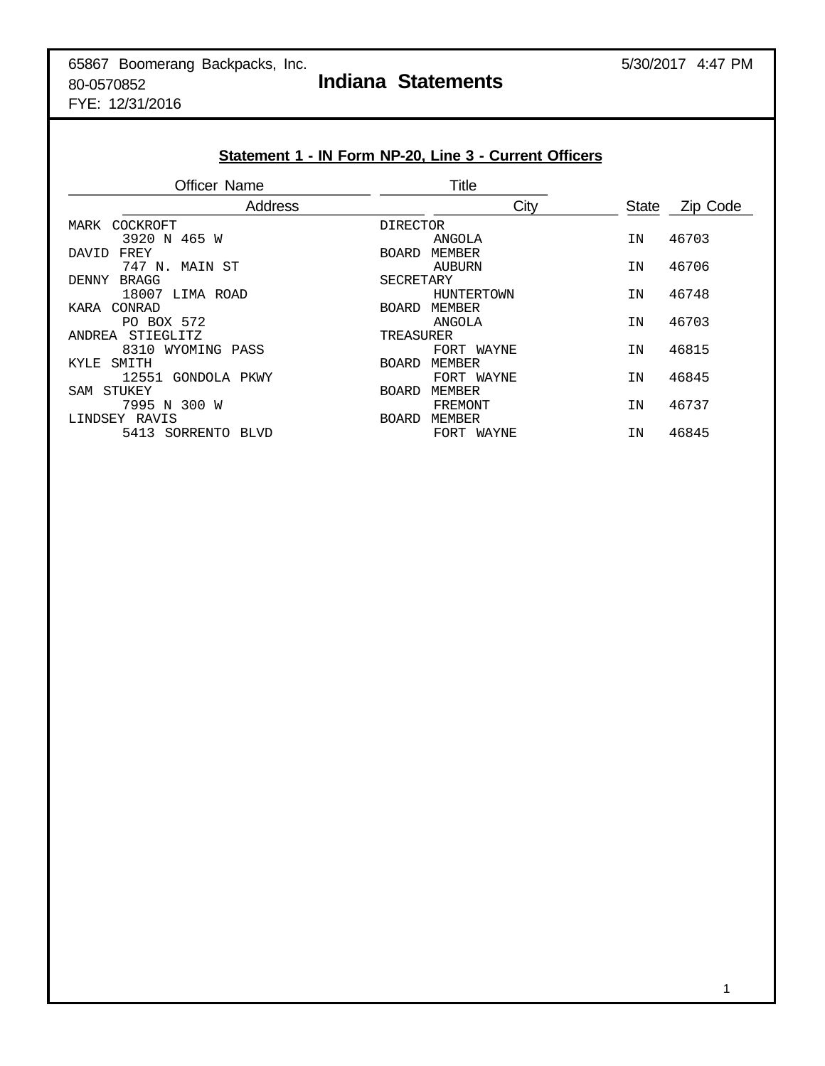65867 Boomerang Backpacks, Inc.
80-0570852
FYE: 12/31/2016

# Indiana Statements

5/30/2017 4:47 PM

## Statement 1 - IN Form NP-20, Line 3 - Current Officers

| Officer Name / Address | Title / City | State | Zip Code |
|---|---|---|---|
| MARK COCKROFT | DIRECTOR | | |
| 3920 N 465 W | ANGOLA | IN | 46703 |
| DAVID FREY | BOARD MEMBER | | |
| 747 N. MAIN ST | AUBURN | IN | 46706 |
| DENNY BRAGG | SECRETARY | | |
| 18007 LIMA ROAD | HUNTERTOWN | IN | 46748 |
| KARA CONRAD | BOARD MEMBER | | |
| PO BOX 572 | ANGOLA | IN | 46703 |
| ANDREA STIEGLITZ | TREASURER | | |
| 8310 WYOMING PASS | FORT WAYNE | IN | 46815 |
| KYLE SMITH | BOARD MEMBER | | |
| 12551 GONDOLA PKWY | FORT WAYNE | IN | 46845 |
| SAM STUKEY | BOARD MEMBER | | |
| 7995 N 300 W | FREMONT | IN | 46737 |
| LINDSEY RAVIS | BOARD MEMBER | | |
| 5413 SORRENTO BLVD | FORT WAYNE | IN | 46845 |